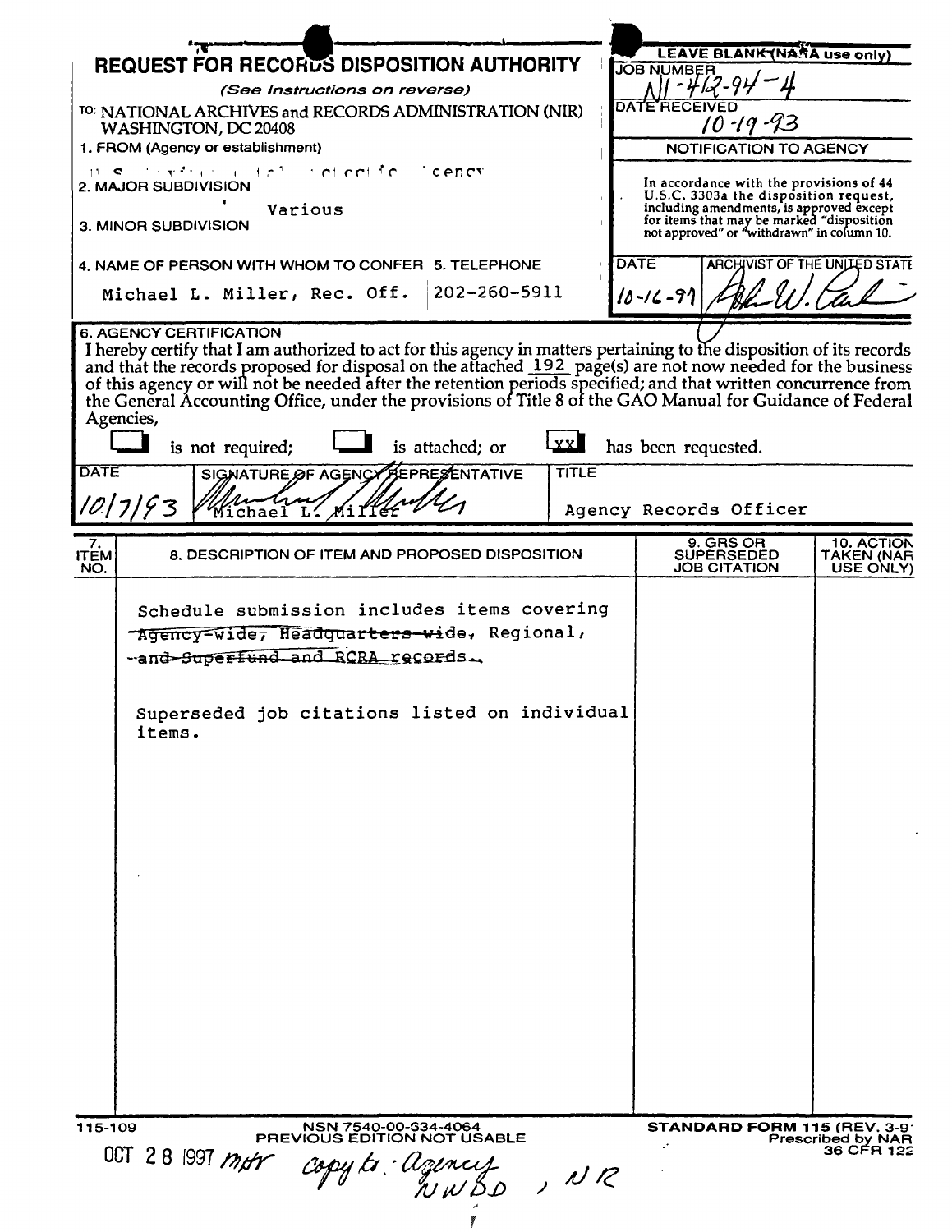# REQUEST FOR RECORDS DISPOSITION AUTHORITY

*(See Instructions on reverse)*

TO: NATIONAL ARCHIVES and RECORDS ADMINISTRATION (NIR)
WASHINGTON, DC 20408

| LEAVE BLANK (NARA use only) |
|---|
| JOB NUMBER: N1-412-94-4 |
| DATE RECEIVED: 10-19-93 |

1. FROM (Agency or establishment)

U.S. Environmental Protection Agency

2. MAJOR SUBDIVISION

Various

3. MINOR SUBDIVISION

4. NAME OF PERSON WITH WHOM TO CONFER: Michael L. Miller, Rec. Off.

5. TELEPHONE: 202-260-5911

**NOTIFICATION TO AGENCY**

In accordance with the provisions of 44 U.S.C. 3303a the disposition request, including amendments, is approved except for items that may be marked "disposition not approved" or "withdrawn" in column 10.

| DATE | ARCHIVIST OF THE UNITED STATES |
|---|---|
| 10-16-97 | [signature] |

6. AGENCY CERTIFICATION

I hereby certify that I am authorized to act for this agency in matters pertaining to the disposition of its records and that the records proposed for disposal on the attached 192 page(s) are not now needed for the business of this agency or will not be needed after the retention periods specified; and that written concurrence from the General Accounting Office, under the provisions of Title 8 of the GAO Manual for Guidance of Federal Agencies,

[ ] is not required; [ ] is attached; or [XX] has been requested.

| DATE | SIGNATURE OF AGENCY REPRESENTATIVE | TITLE |
|---|---|---|
| 10/7/93 | [signature] Michael L. Miller | Agency Records Officer |

| 7. ITEM NO. | 8. DESCRIPTION OF ITEM AND PROPOSED DISPOSITION | 9. GRS OR SUPERSEDED JOB CITATION | 10. ACTION TAKEN (NARA USE ONLY) |
|---|---|---|---|
| | Schedule submission includes items covering ~~Agency-wide, Headquarters-wide,~~ Regional, ~~and Superfund and RCRA records.~~<br><br>Superseded job citations listed on individual items. | | |

115-109 NSN 7540-00-334-4064 PREVIOUS EDITION NOT USABLE

STANDARD FORM 115 (REV. 3-91) Prescribed by NARA 36 CFR 1228

OCT 28 1997 mhr copy to: agency NWDD, NR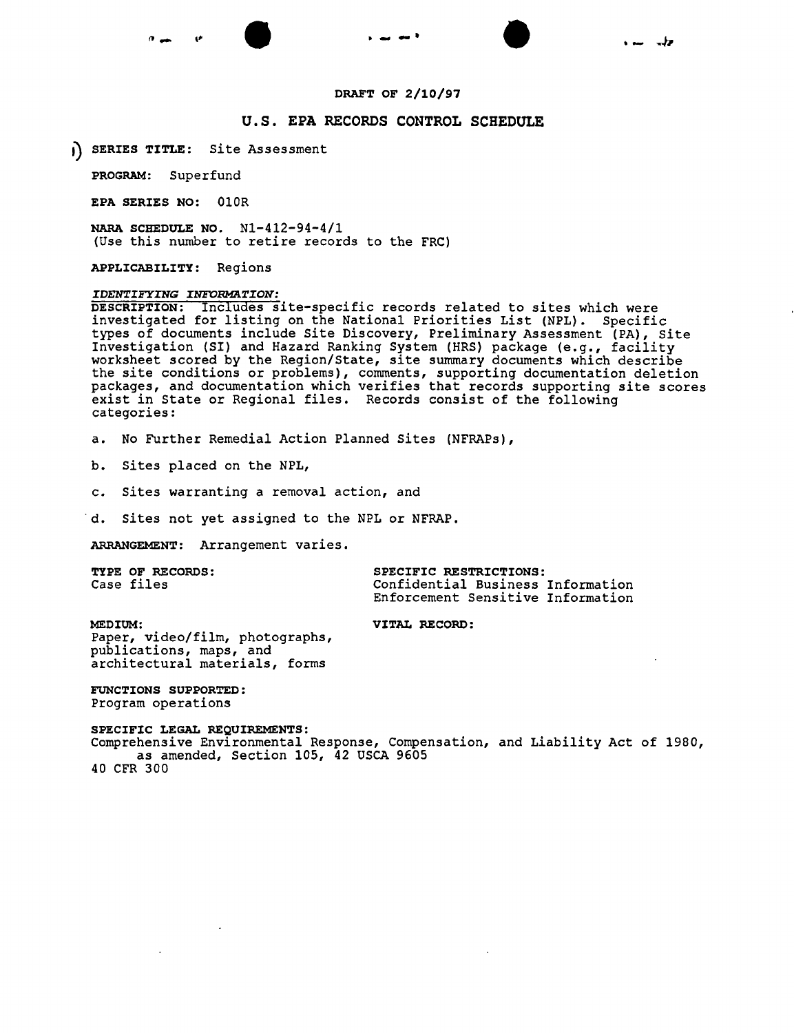**DRAFT OF 2/10/97**

## U.S. EPA RECORDS CONTROL SCHEDULE

**SERIES TITLE:** Site Assessment

**PROGRAM:** Superfund

**EPA SERIES NO:** 010R

**NARA SCHEDULE NO.** N1-412-94-4/1
(Use this number to retire records to the FRC)

**APPLICABILITY:** Regions

*IDENTIFYING INFORMATION:*

**DESCRIPTION:** Includes site-specific records related to sites which were investigated for listing on the National Priorities List (NPL). Specific types of documents include Site Discovery, Preliminary Assessment (PA), Site Investigation (SI) and Hazard Ranking System (HRS) package (e.g., facility worksheet scored by the Region/State, site summary documents which describe the site conditions or problems), comments, supporting documentation deletion packages, and documentation which verifies that records supporting site scores exist in State or Regional files. Records consist of the following categories:

a. No Further Remedial Action Planned Sites (NFRAPs),

b. Sites placed on the NPL,

c. Sites warranting a removal action, and

d. Sites not yet assigned to the NPL or NFRAP.

**ARRANGEMENT:** Arrangement varies.

**TYPE OF RECORDS:**
Case files

**SPECIFIC RESTRICTIONS:**
Confidential Business Information
Enforcement Sensitive Information

**MEDIUM:**
Paper, video/film, photographs, publications, maps, and architectural materials, forms

**VITAL RECORD:**

**FUNCTIONS SUPPORTED:**
Program operations

**SPECIFIC LEGAL REQUIREMENTS:**
Comprehensive Environmental Response, Compensation, and Liability Act of 1980, as amended, Section 105, 42 USCA 9605
40 CFR 300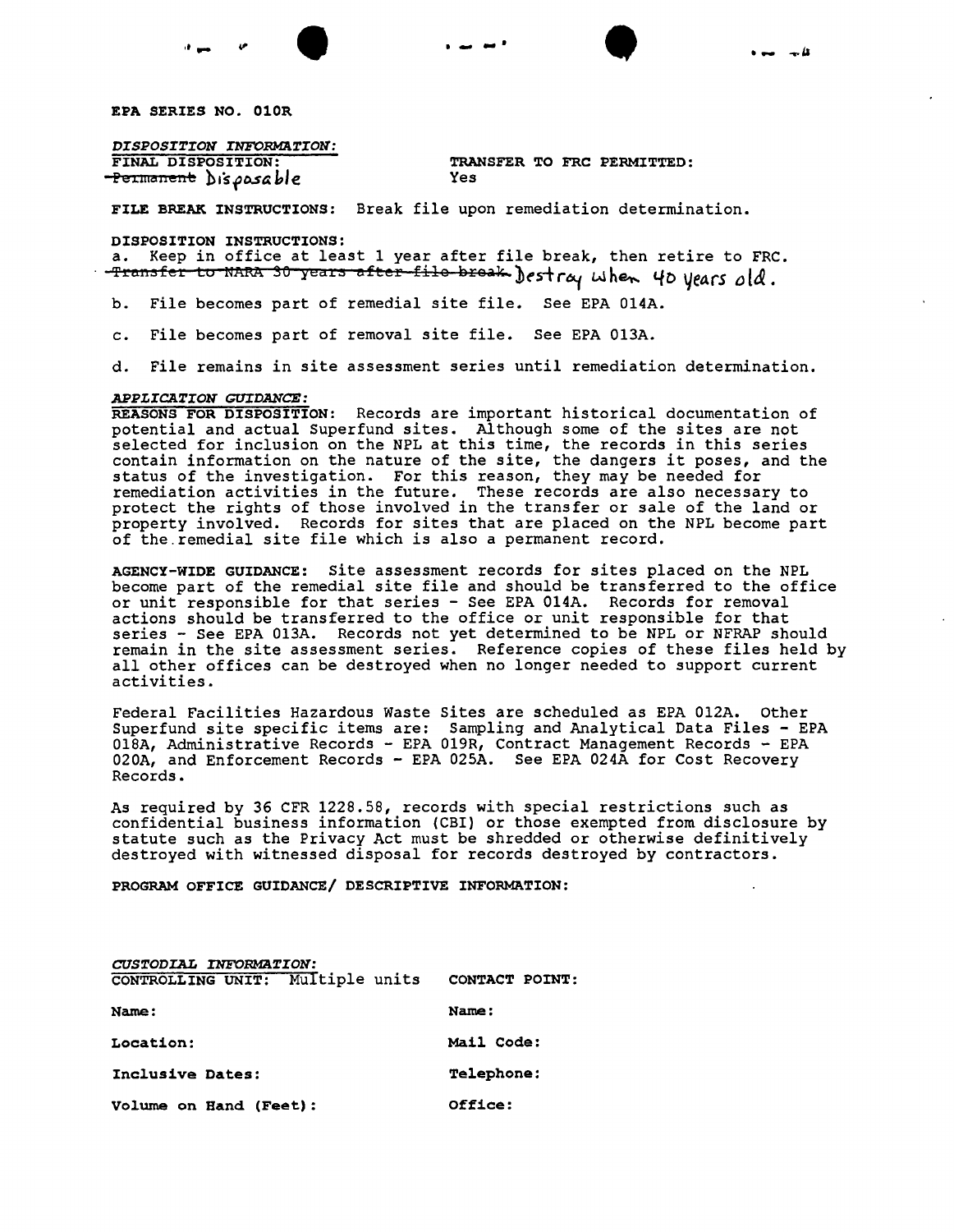**EPA SERIES NO. 010R**

*DISPOSITION INFORMATION:*

**FINAL DISPOSITION:** ~~Permanent~~ Disposable

**TRANSFER TO FRC PERMITTED:** Yes

**FILE BREAK INSTRUCTIONS:** Break file upon remediation determination.

**DISPOSITION INSTRUCTIONS:**

a. Keep in office at least 1 year after file break, then retire to FRC. ~~Transfer to NARA 30 years after file break.~~ Destroy when 40 years old.

b. File becomes part of remedial site file. See EPA 014A.

c. File becomes part of removal site file. See EPA 013A.

d. File remains in site assessment series until remediation determination.

*APPLICATION GUIDANCE:*

**REASONS FOR DISPOSITION:** Records are important historical documentation of potential and actual Superfund sites. Although some of the sites are not selected for inclusion on the NPL at this time, the records in this series contain information on the nature of the site, the dangers it poses, and the status of the investigation. For this reason, they may be needed for remediation activities in the future. These records are also necessary to protect the rights of those involved in the transfer or sale of the land or property involved. Records for sites that are placed on the NPL become part of the remedial site file which is also a permanent record.

**AGENCY-WIDE GUIDANCE:** Site assessment records for sites placed on the NPL become part of the remedial site file and should be transferred to the office or unit responsible for that series - See EPA 014A. Records for removal actions should be transferred to the office or unit responsible for that series - See EPA 013A. Records not yet determined to be NPL or NFRAP should remain in the site assessment series. Reference copies of these files held by all other offices can be destroyed when no longer needed to support current activities.

Federal Facilities Hazardous Waste Sites are scheduled as EPA 012A. Other Superfund site specific items are: Sampling and Analytical Data Files - EPA 018A, Administrative Records - EPA 019R, Contract Management Records - EPA 020A, and Enforcement Records - EPA 025A. See EPA 024A for Cost Recovery Records.

As required by 36 CFR 1228.58, records with special restrictions such as confidential business information (CBI) or those exempted from disclosure by statute such as the Privacy Act must be shredded or otherwise definitively destroyed with witnessed disposal for records destroyed by contractors.

**PROGRAM OFFICE GUIDANCE/ DESCRIPTIVE INFORMATION:**

*CUSTODIAL INFORMATION:*

**CONTROLLING UNIT:** Multiple units

**Name:**

**Location:**

**Inclusive Dates:**

**Volume on Hand (Feet):**

**CONTACT POINT:**

**Name:**

**Mail Code:**

**Telephone:**

**Office:**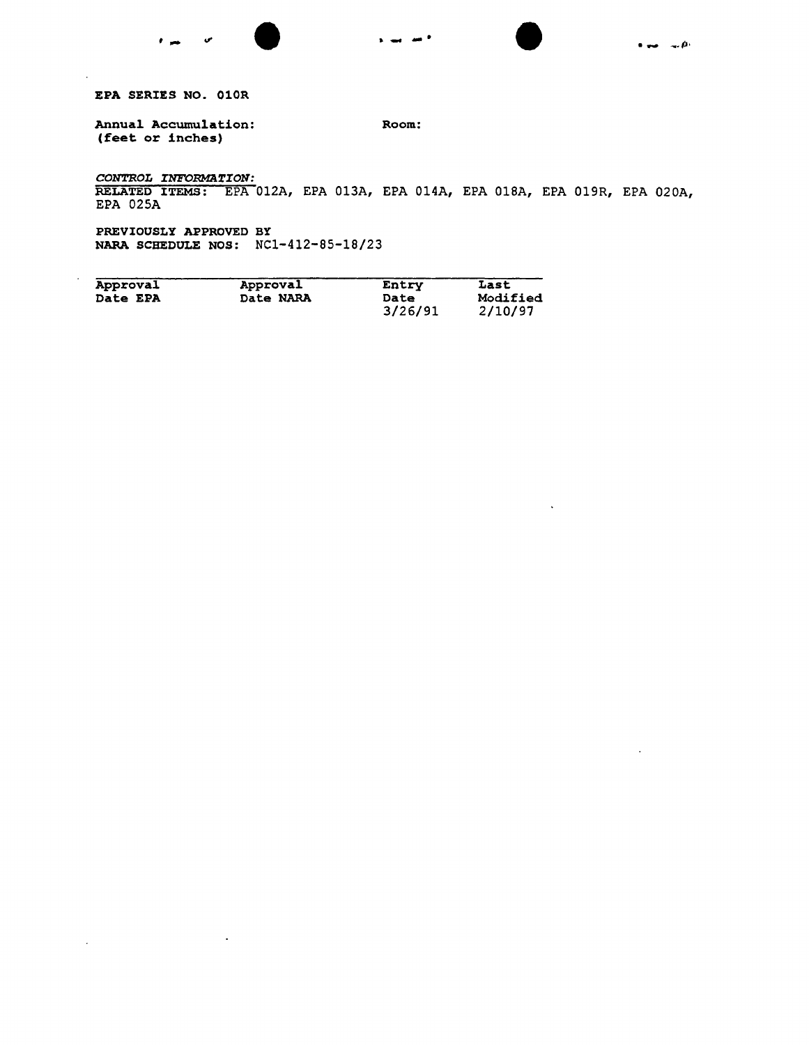**EPA SERIES NO. 010R**

**Annual Accumulation:** **Room:**
**(feet or inches)**

*CONTROL INFORMATION:*
**RELATED ITEMS:** EPA 012A, EPA 013A, EPA 014A, EPA 018A, EPA 019R, EPA 020A, EPA 025A

**PREVIOUSLY APPROVED BY**
**NARA SCHEDULE NOS:** NC1-412-85-18/23

| Approval Date EPA | Approval Date NARA | Entry Date | Last Modified |
|---|---|---|---|
| | | 3/26/91 | 2/10/97 |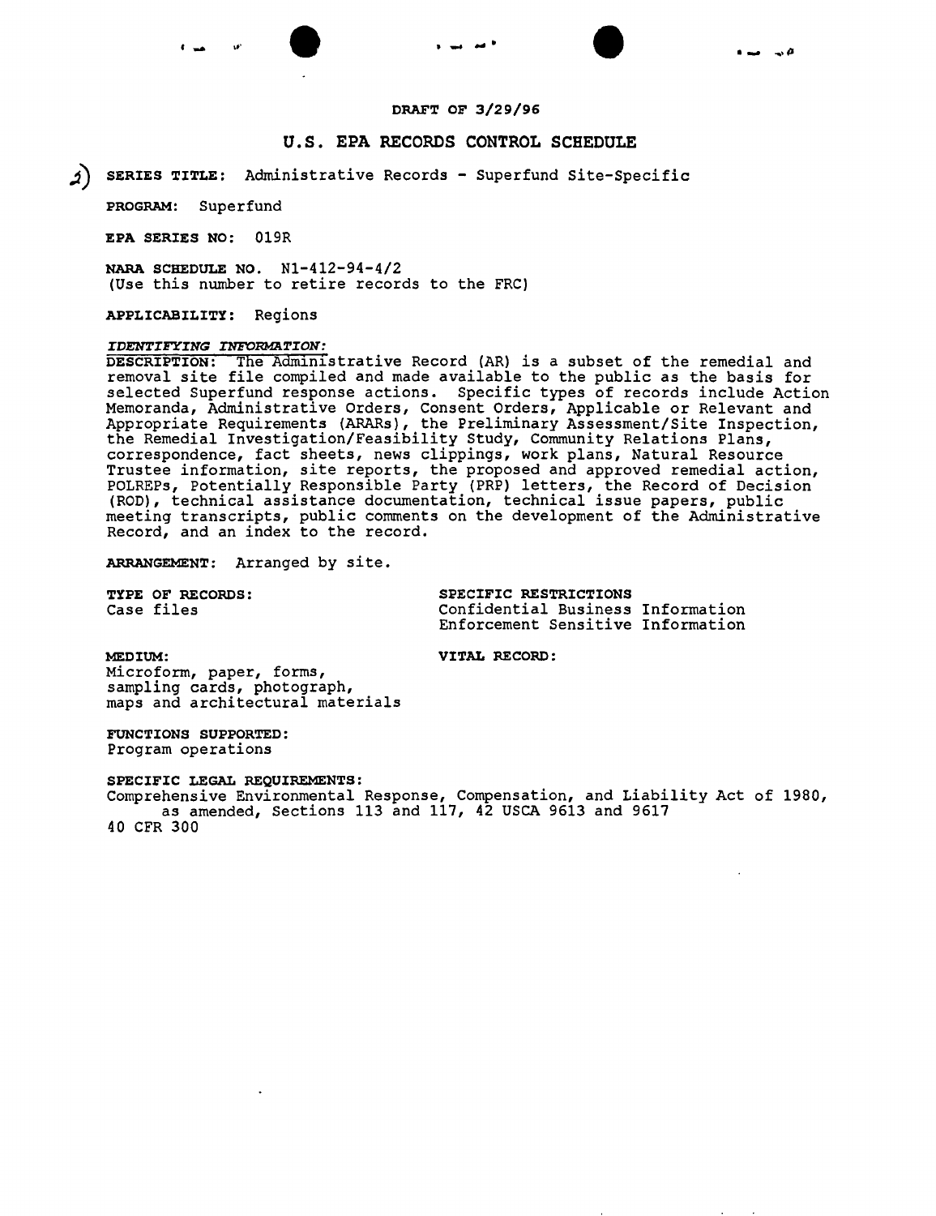DRAFT OF 3/29/96

## U.S. EPA RECORDS CONTROL SCHEDULE

2) **SERIES TITLE:** Administrative Records - Superfund Site-Specific

**PROGRAM:** Superfund

**EPA SERIES NO:** 019R

**NARA SCHEDULE NO.** N1-412-94-4/2
(Use this number to retire records to the FRC)

**APPLICABILITY:** Regions

***IDENTIFYING INFORMATION:***

**DESCRIPTION:** The Administrative Record (AR) is a subset of the remedial and removal site file compiled and made available to the public as the basis for selected Superfund response actions. Specific types of records include Action Memoranda, Administrative Orders, Consent Orders, Applicable or Relevant and Appropriate Requirements (ARARs), the Preliminary Assessment/Site Inspection, the Remedial Investigation/Feasibility Study, Community Relations Plans, correspondence, fact sheets, news clippings, work plans, Natural Resource Trustee information, site reports, the proposed and approved remedial action, POLREPs, Potentially Responsible Party (PRP) letters, the Record of Decision (ROD), technical assistance documentation, technical issue papers, public meeting transcripts, public comments on the development of the Administrative Record, and an index to the record.

**ARRANGEMENT:** Arranged by site.

**TYPE OF RECORDS:**
Case files

**SPECIFIC RESTRICTIONS**
Confidential Business Information
Enforcement Sensitive Information

**MEDIUM:**
Microform, paper, forms, sampling cards, photograph, maps and architectural materials

**VITAL RECORD:**

**FUNCTIONS SUPPORTED:**
Program operations

**SPECIFIC LEGAL REQUIREMENTS:**
Comprehensive Environmental Response, Compensation, and Liability Act of 1980, as amended, Sections 113 and 117, 42 USCA 9613 and 9617
40 CFR 300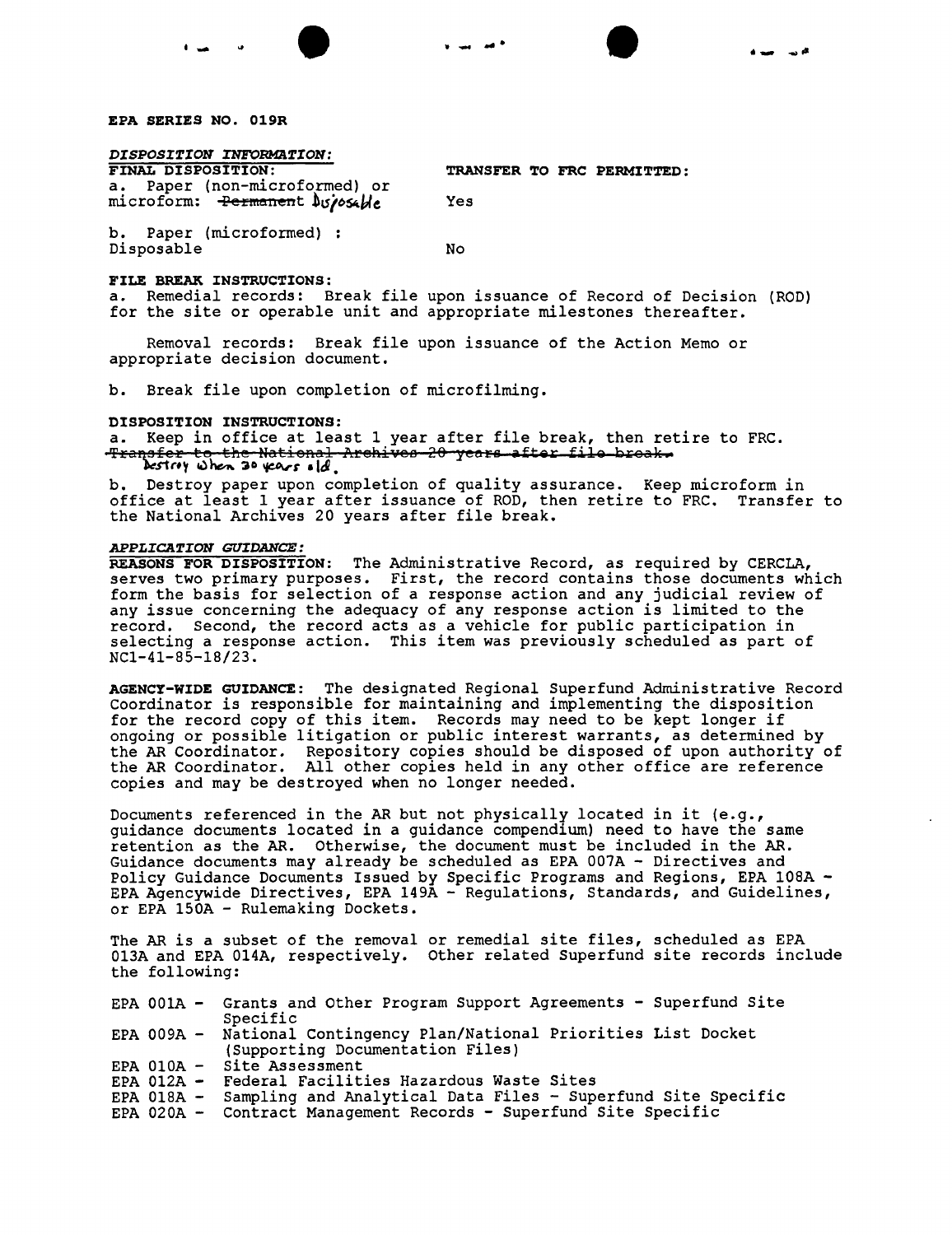**EPA SERIES NO. 019R**

***DISPOSITION INFORMATION:***

**FINAL DISPOSITION:**

a. Paper (non-microformed) or microform: ~~Permanent~~ Disposable

**TRANSFER TO FRC PERMITTED:** Yes

b. Paper (microformed) : Disposable — No

**FILE BREAK INSTRUCTIONS:**

a. Remedial records: Break file upon issuance of Record of Decision (ROD) for the site or operable unit and appropriate milestones thereafter.

Removal records: Break file upon issuance of the Action Memo or appropriate decision document.

b. Break file upon completion of microfilming.

**DISPOSITION INSTRUCTIONS:**

a. Keep in office at least 1 year after file break, then retire to FRC. ~~Transfer to the National Archives 20 years after file break.~~ Destroy when 30 years old.

b. Destroy paper upon completion of quality assurance. Keep microform in office at least 1 year after issuance of ROD, then retire to FRC. Transfer to the National Archives 20 years after file break.

***APPLICATION GUIDANCE:***

**REASONS FOR DISPOSITION**: The Administrative Record, as required by CERCLA, serves two primary purposes. First, the record contains those documents which form the basis for selection of a response action and any judicial review of any issue concerning the adequacy of any response action is limited to the record. Second, the record acts as a vehicle for public participation in selecting a response action. This item was previously scheduled as part of NC1-41-85-18/23.

**AGENCY-WIDE GUIDANCE**: The designated Regional Superfund Administrative Record Coordinator is responsible for maintaining and implementing the disposition for the record copy of this item. Records may need to be kept longer if ongoing or possible litigation or public interest warrants, as determined by the AR Coordinator. Repository copies should be disposed of upon authority of the AR Coordinator. All other copies held in any other office are reference copies and may be destroyed when no longer needed.

Documents referenced in the AR but not physically located in it (e.g., guidance documents located in a guidance compendium) need to have the same retention as the AR. Otherwise, the document must be included in the AR. Guidance documents may already be scheduled as EPA 007A - Directives and Policy Guidance Documents Issued by Specific Programs and Regions, EPA 108A - EPA Agencywide Directives, EPA 149A - Regulations, Standards, and Guidelines, or EPA 150A - Rulemaking Dockets.

The AR is a subset of the removal or remedial site files, scheduled as EPA 013A and EPA 014A, respectively. Other related Superfund site records include the following:

- EPA 001A - Grants and Other Program Support Agreements - Superfund Site Specific
- EPA 009A - National Contingency Plan/National Priorities List Docket (Supporting Documentation Files)
- EPA 010A - Site Assessment
- EPA 012A - Federal Facilities Hazardous Waste Sites
- EPA 018A - Sampling and Analytical Data Files - Superfund Site Specific
- EPA 020A - Contract Management Records - Superfund Site Specific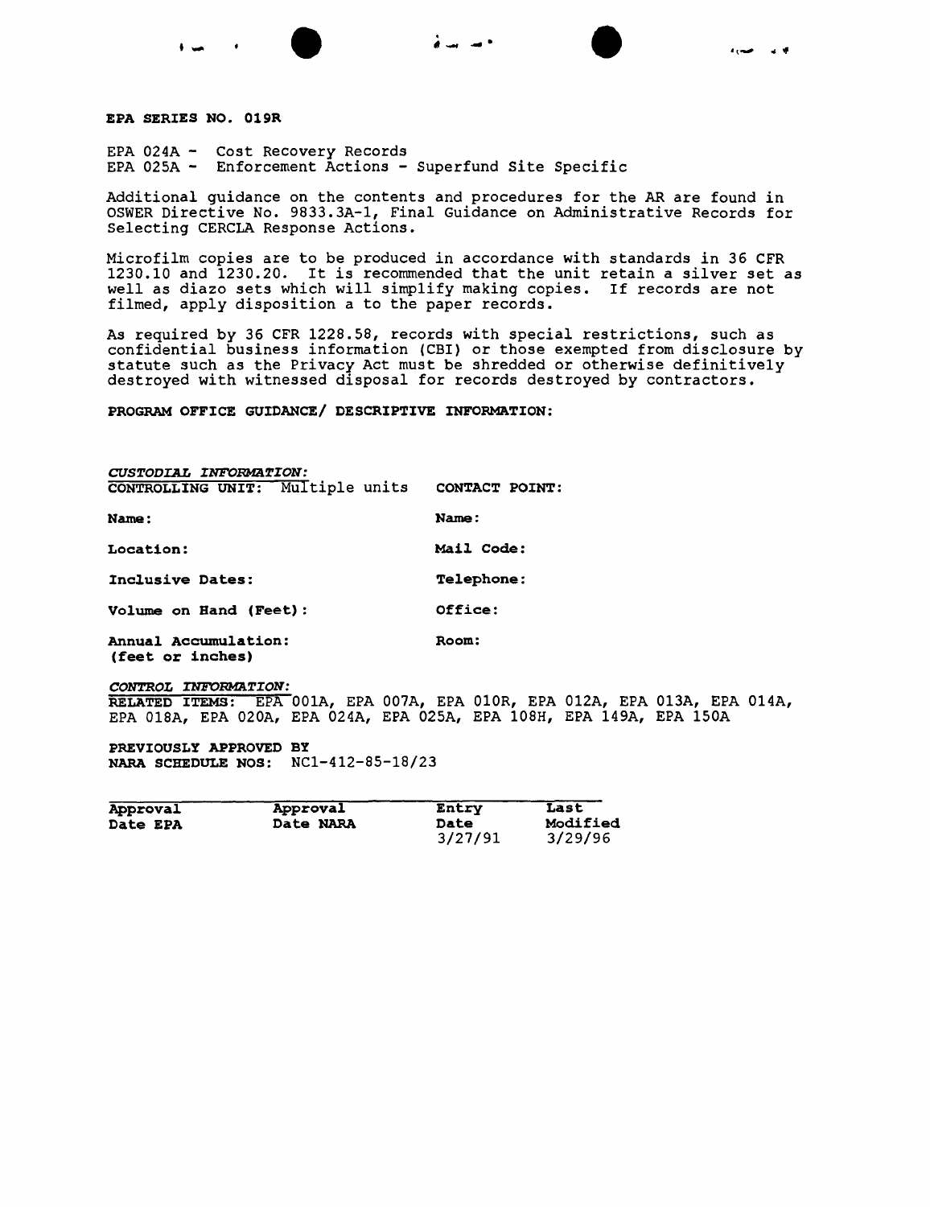**EPA SERIES NO. 019R**

EPA 024A - Cost Recovery Records
EPA 025A - Enforcement Actions - Superfund Site Specific

Additional guidance on the contents and procedures for the AR are found in OSWER Directive No. 9833.3A-1, Final Guidance on Administrative Records for Selecting CERCLA Response Actions.

Microfilm copies are to be produced in accordance with standards in 36 CFR 1230.10 and 1230.20. It is recommended that the unit retain a silver set as well as diazo sets which will simplify making copies. If records are not filmed, apply disposition a to the paper records.

As required by 36 CFR 1228.58, records with special restrictions, such as confidential business information (CBI) or those exempted from disclosure by statute such as the Privacy Act must be shredded or otherwise definitively destroyed with witnessed disposal for records destroyed by contractors.

**PROGRAM OFFICE GUIDANCE/ DESCRIPTIVE INFORMATION:**

***CUSTODIAL INFORMATION:***

| | |
|---|---|
| **CONTROLLING UNIT:** Multiple units | **CONTACT POINT:** |
| **Name:** | **Name:** |
| **Location:** | **Mail Code:** |
| **Inclusive Dates:** | **Telephone:** |
| **Volume on Hand (Feet):** | **Office:** |
| **Annual Accumulation: (feet or inches)** | **Room:** |

***CONTROL INFORMATION:***

**RELATED ITEMS:** EPA 001A, EPA 007A, EPA 010R, EPA 012A, EPA 013A, EPA 014A, EPA 018A, EPA 020A, EPA 024A, EPA 025A, EPA 108H, EPA 149A, EPA 150A

**PREVIOUSLY APPROVED BY NARA SCHEDULE NOS:** NC1-412-85-18/23

| Approval Date EPA | Approval Date NARA | Entry Date | Last Modified |
|---|---|---|---|
| | | 3/27/91 | 3/29/96 |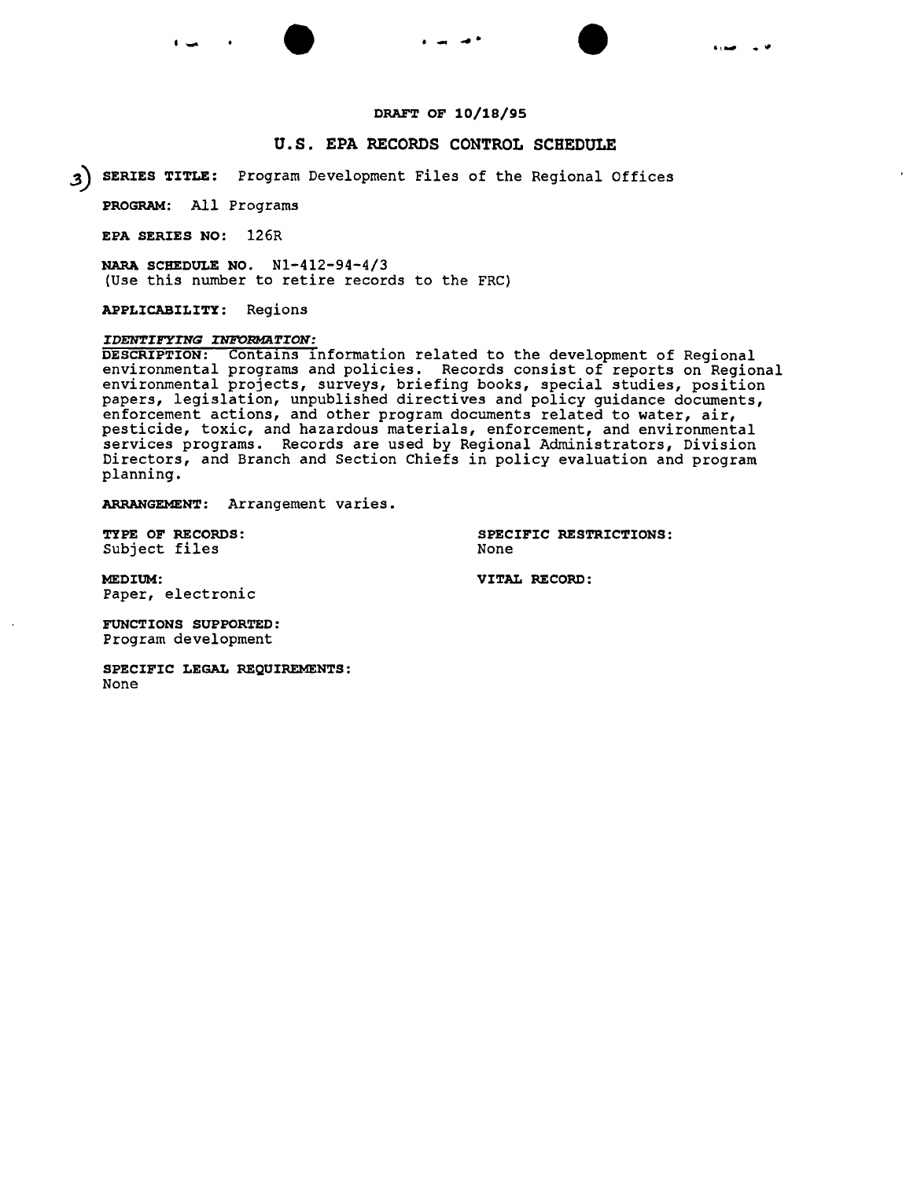**DRAFT OF 10/18/95**

## U.S. EPA RECORDS CONTROL SCHEDULE

3) **SERIES TITLE:** Program Development Files of the Regional Offices

**PROGRAM:** All Programs

**EPA SERIES NO:** 126R

**NARA SCHEDULE NO.** N1-412-94-4/3
(Use this number to retire records to the FRC)

**APPLICABILITY:** Regions

***IDENTIFYING INFORMATION:***

**DESCRIPTION:** Contains information related to the development of Regional environmental programs and policies. Records consist of reports on Regional environmental projects, surveys, briefing books, special studies, position papers, legislation, unpublished directives and policy guidance documents, enforcement actions, and other program documents related to water, air, pesticide, toxic, and hazardous materials, enforcement, and environmental services programs. Records are used by Regional Administrators, Division Directors, and Branch and Section Chiefs in policy evaluation and program planning.

**ARRANGEMENT:** Arrangement varies.

**TYPE OF RECORDS:**
Subject files

**SPECIFIC RESTRICTIONS:**
None

**MEDIUM:**
Paper, electronic

**VITAL RECORD:**

**FUNCTIONS SUPPORTED:**
Program development

**SPECIFIC LEGAL REQUIREMENTS:**
None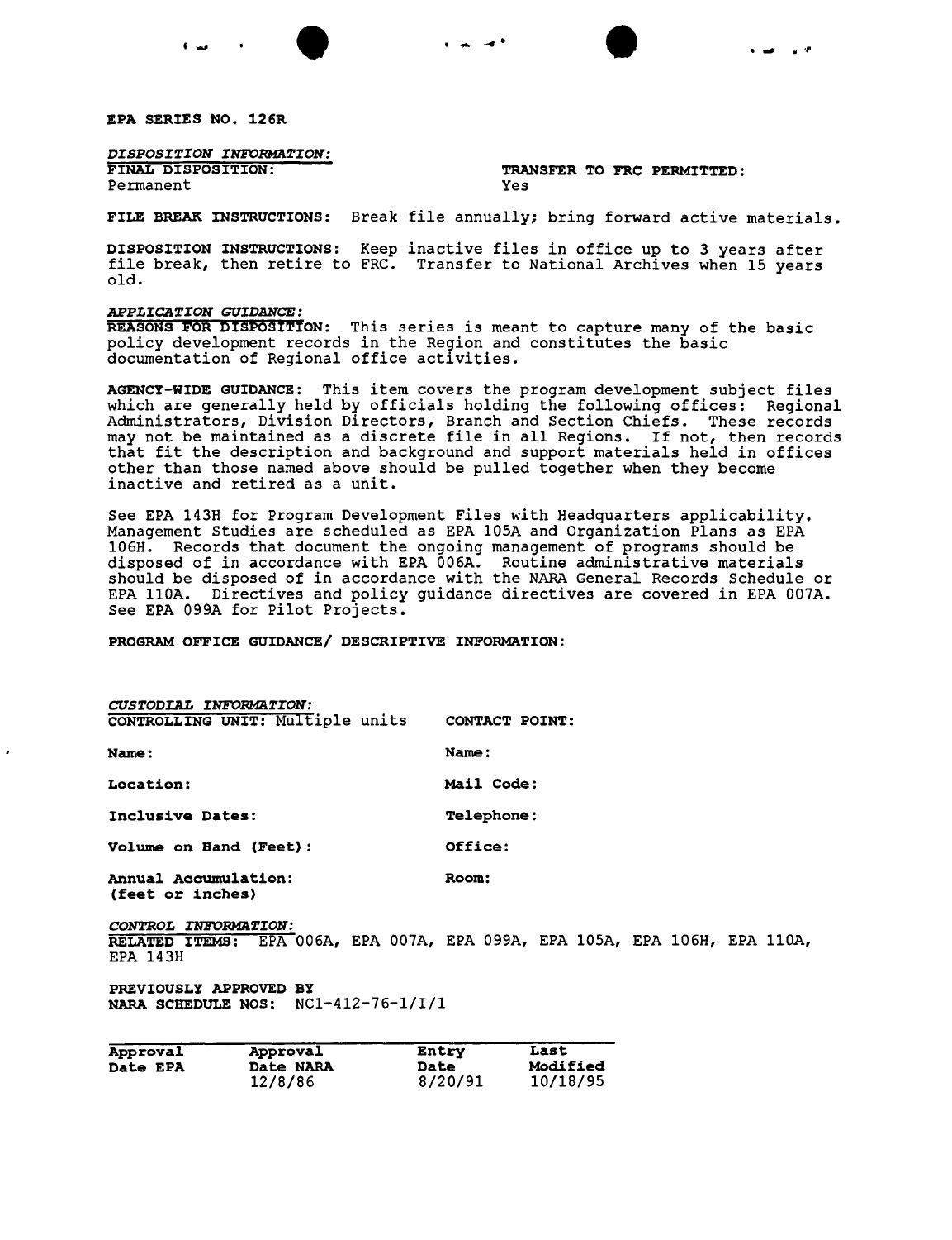**EPA SERIES NO. 126R**

*DISPOSITION INFORMATION:*

**FINAL DISPOSITION:** Permanent

**TRANSFER TO FRC PERMITTED:** Yes

**FILE BREAK INSTRUCTIONS:** Break file annually; bring forward active materials.

**DISPOSITION INSTRUCTIONS:** Keep inactive files in office up to 3 years after file break, then retire to FRC. Transfer to National Archives when 15 years old.

*APPLICATION GUIDANCE:*

**REASONS FOR DISPOSITION:** This series is meant to capture many of the basic policy development records in the Region and constitutes the basic documentation of Regional office activities.

**AGENCY-WIDE GUIDANCE:** This item covers the program development subject files which are generally held by officials holding the following offices: Regional Administrators, Division Directors, Branch and Section Chiefs. These records may not be maintained as a discrete file in all Regions. If not, then records that fit the description and background and support materials held in offices other than those named above should be pulled together when they become inactive and retired as a unit.

See EPA 143H for Program Development Files with Headquarters applicability. Management Studies are scheduled as EPA 105A and Organization Plans as EPA 106H. Records that document the ongoing management of programs should be disposed of in accordance with EPA 006A. Routine administrative materials should be disposed of in accordance with the NARA General Records Schedule or EPA 110A. Directives and policy guidance directives are covered in EPA 007A. See EPA 099A for Pilot Projects.

**PROGRAM OFFICE GUIDANCE/ DESCRIPTIVE INFORMATION:**

*CUSTODIAL INFORMATION:*

**CONTROLLING UNIT:** Multiple units

**Name:**

**Location:**

**Inclusive Dates:**

**Volume on Hand (Feet):**

**Annual Accumulation: (feet or inches)**

**CONTACT POINT:**

**Name:**

**Mail Code:**

**Telephone:**

**Office:**

**Room:**

*CONTROL INFORMATION:*

**RELATED ITEMS:** EPA 006A, EPA 007A, EPA 099A, EPA 105A, EPA 106H, EPA 110A, EPA 143H

**PREVIOUSLY APPROVED BY NARA SCHEDULE NOS:** NC1-412-76-1/I/1

| Approval Date EPA | Approval Date NARA | Entry Date | Last Modified |
|---|---|---|---|
| | 12/8/86 | 8/20/91 | 10/18/95 |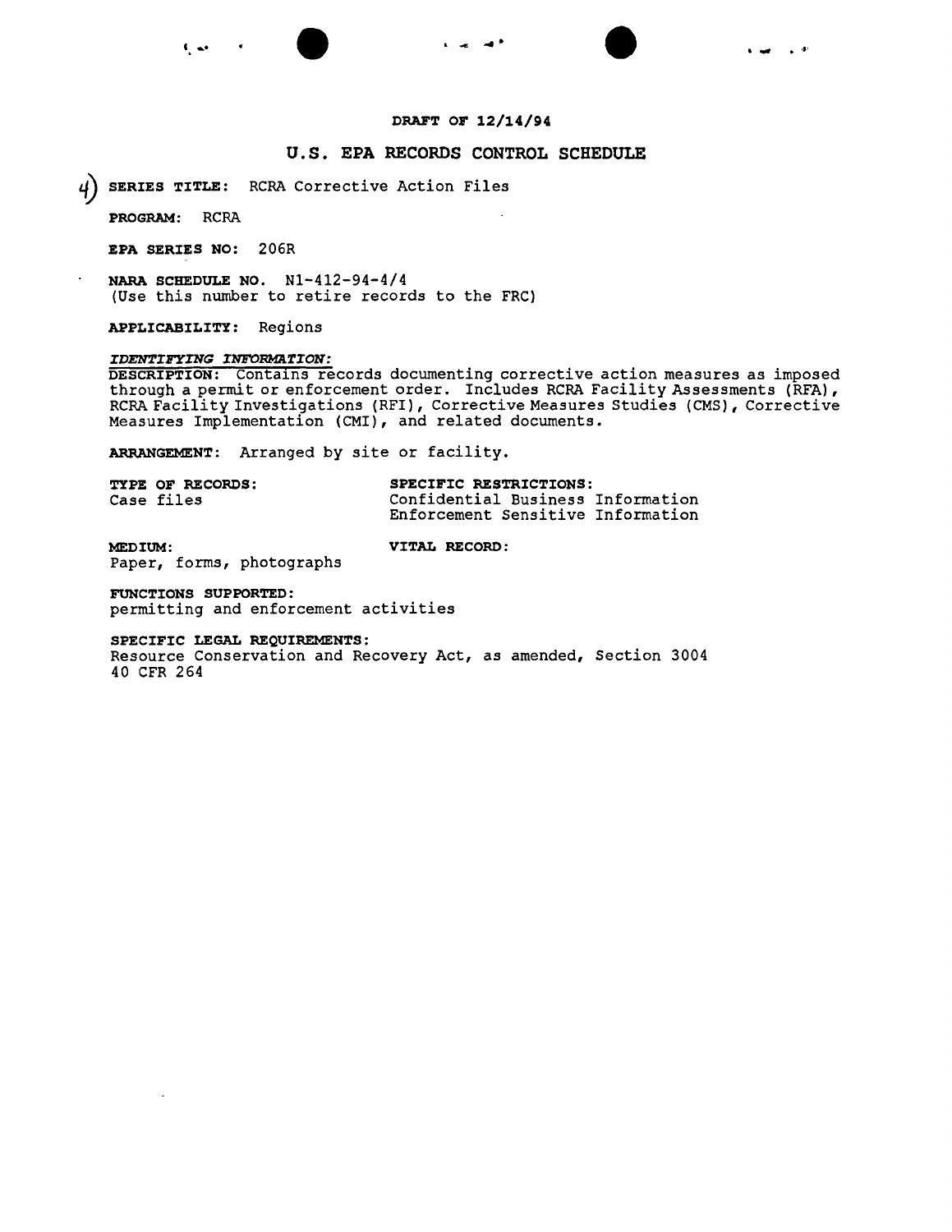**DRAFT OF 12/14/94**

## U.S. EPA RECORDS CONTROL SCHEDULE

4) **SERIES TITLE:** RCRA Corrective Action Files

**PROGRAM:** RCRA

**EPA SERIES NO:** 206R

**NARA SCHEDULE NO.** N1-412-94-4/4
(Use this number to retire records to the FRC)

**APPLICABILITY:** Regions

***IDENTIFYING INFORMATION:***

**DESCRIPTION:** Contains records documenting corrective action measures as imposed through a permit or enforcement order. Includes RCRA Facility Assessments (RFA), RCRA Facility Investigations (RFI), Corrective Measures Studies (CMS), Corrective Measures Implementation (CMI), and related documents.

**ARRANGEMENT:** Arranged by site or facility.

**TYPE OF RECORDS:**
Case files

**SPECIFIC RESTRICTIONS:**
Confidential Business Information
Enforcement Sensitive Information

**MEDIUM:**
Paper, forms, photographs

**VITAL RECORD:**

**FUNCTIONS SUPPORTED:**
permitting and enforcement activities

**SPECIFIC LEGAL REQUIREMENTS:**
Resource Conservation and Recovery Act, as amended, Section 3004
40 CFR 264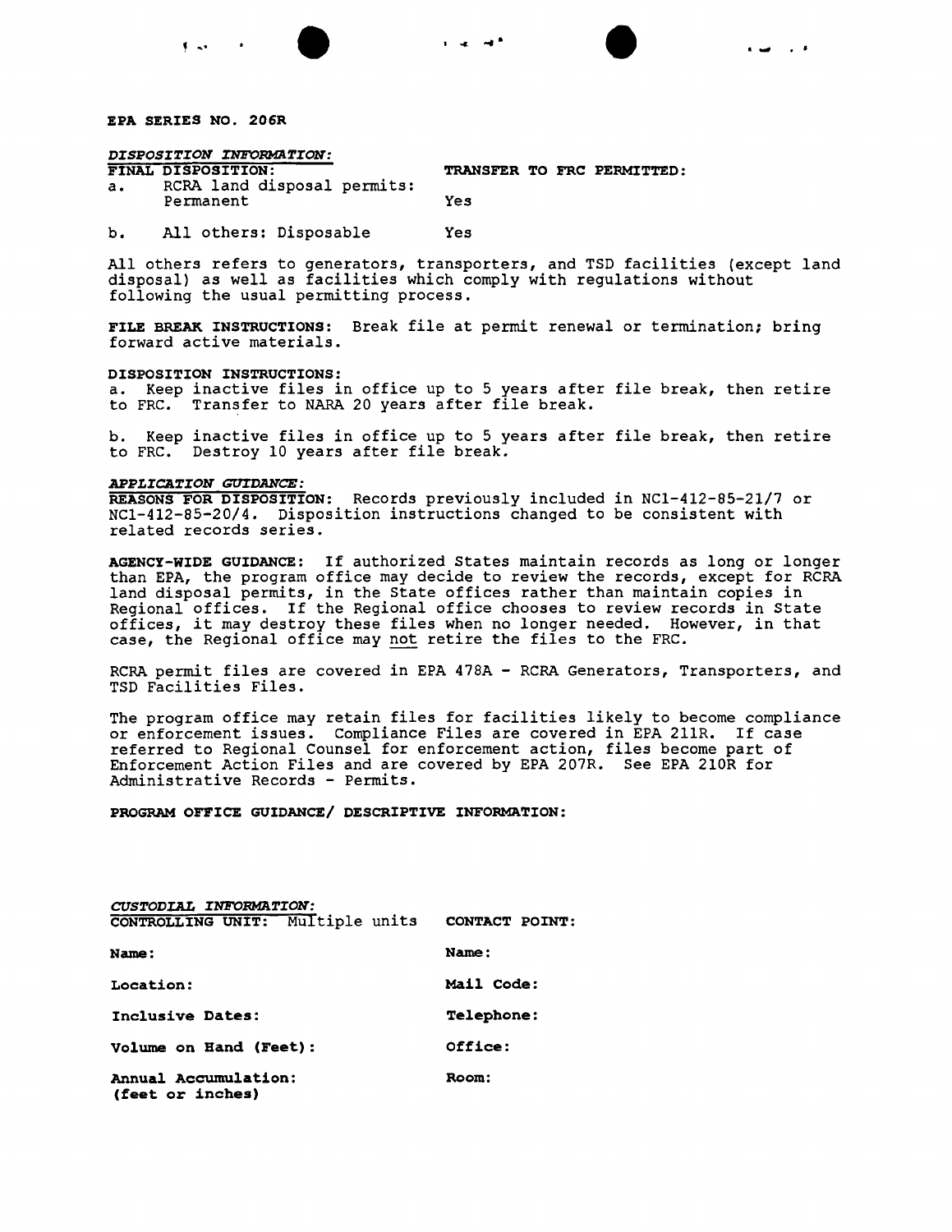**EPA SERIES NO. 206R**

*DISPOSITION INFORMATION:*

| FINAL DISPOSITION: | TRANSFER TO FRC PERMITTED: |
|---|---|
| a. RCRA land disposal permits: Permanent | Yes |
| b. All others: Disposable | Yes |

All others refers to generators, transporters, and TSD facilities (except land disposal) as well as facilities which comply with regulations without following the usual permitting process.

**FILE BREAK INSTRUCTIONS:** Break file at permit renewal or termination; bring forward active materials.

**DISPOSITION INSTRUCTIONS:**

a. Keep inactive files in office up to 5 years after file break, then retire to FRC. Transfer to NARA 20 years after file break.

b. Keep inactive files in office up to 5 years after file break, then retire to FRC. Destroy 10 years after file break.

*APPLICATION GUIDANCE:*

**REASONS FOR DISPOSITION:** Records previously included in NC1-412-85-21/7 or NC1-412-85-20/4. Disposition instructions changed to be consistent with related records series.

**AGENCY-WIDE GUIDANCE:** If authorized States maintain records as long or longer than EPA, the program office may decide to review the records, except for RCRA land disposal permits, in the State offices rather than maintain copies in Regional offices. If the Regional office chooses to review records in State offices, it may destroy these files when no longer needed. However, in that case, the Regional office may not retire the files to the FRC.

RCRA permit files are covered in EPA 478A - RCRA Generators, Transporters, and TSD Facilities Files.

The program office may retain files for facilities likely to become compliance or enforcement issues. Compliance Files are covered in EPA 211R. If case referred to Regional Counsel for enforcement action, files become part of Enforcement Action Files and are covered by EPA 207R. See EPA 210R for Administrative Records - Permits.

**PROGRAM OFFICE GUIDANCE/ DESCRIPTIVE INFORMATION:**

*CUSTODIAL INFORMATION:*

| CONTROLLING UNIT: Multiple units | CONTACT POINT: |
|---|---|
| **Name:** | **Name:** |
| **Location:** | **Mail Code:** |
| **Inclusive Dates:** | **Telephone:** |
| **Volume on Hand (Feet):** | **Office:** |
| **Annual Accumulation: (feet or inches)** | **Room:** |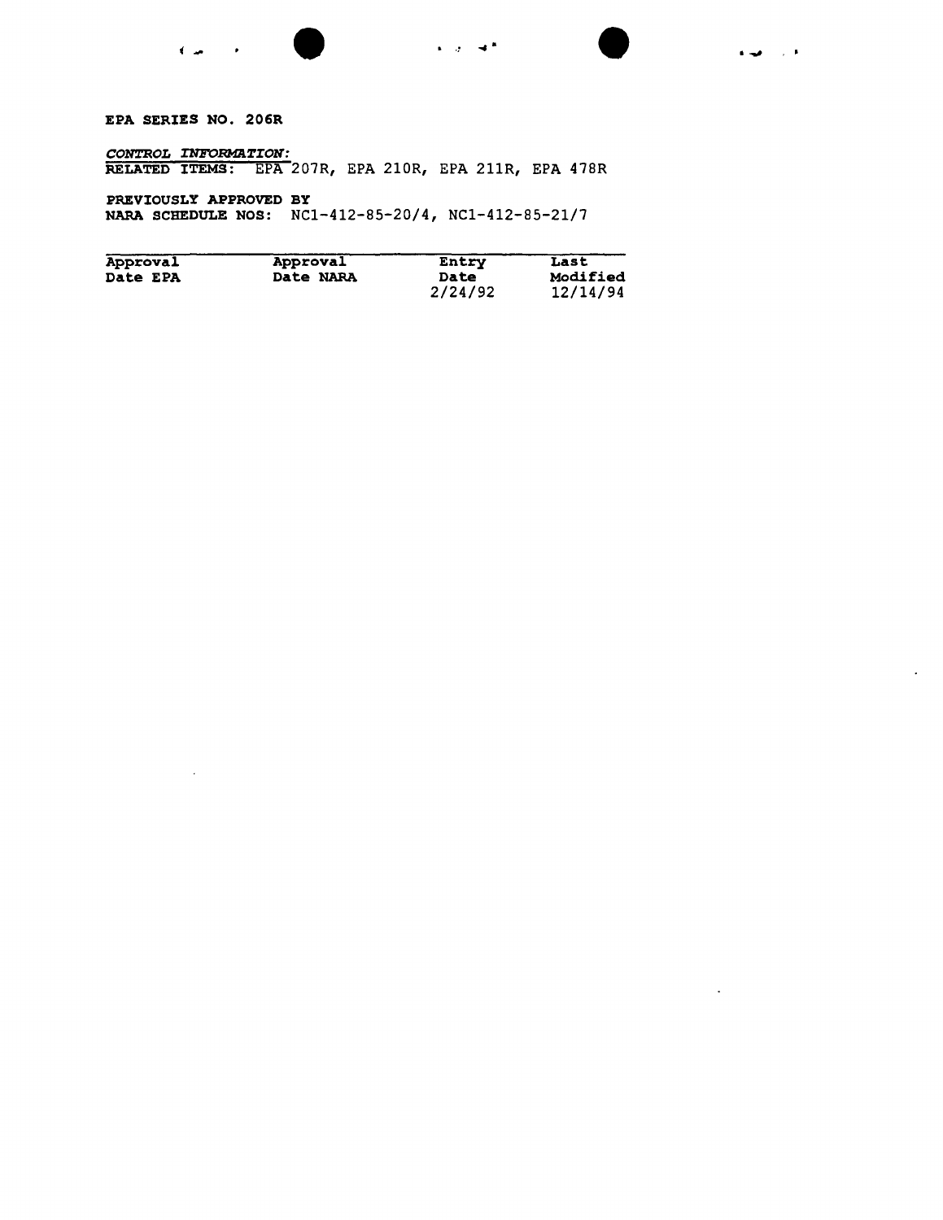**EPA SERIES NO. 206R**

***CONTROL INFORMATION:***
**RELATED ITEMS:** EPA 207R, EPA 210R, EPA 211R, EPA 478R

**PREVIOUSLY APPROVED BY**
**NARA SCHEDULE NOS:** NC1-412-85-20/4, NC1-412-85-21/7

| Approval Date EPA | Approval Date NARA | Entry Date | Last Modified |
| --- | --- | --- | --- |
| | | 2/24/92 | 12/14/94 |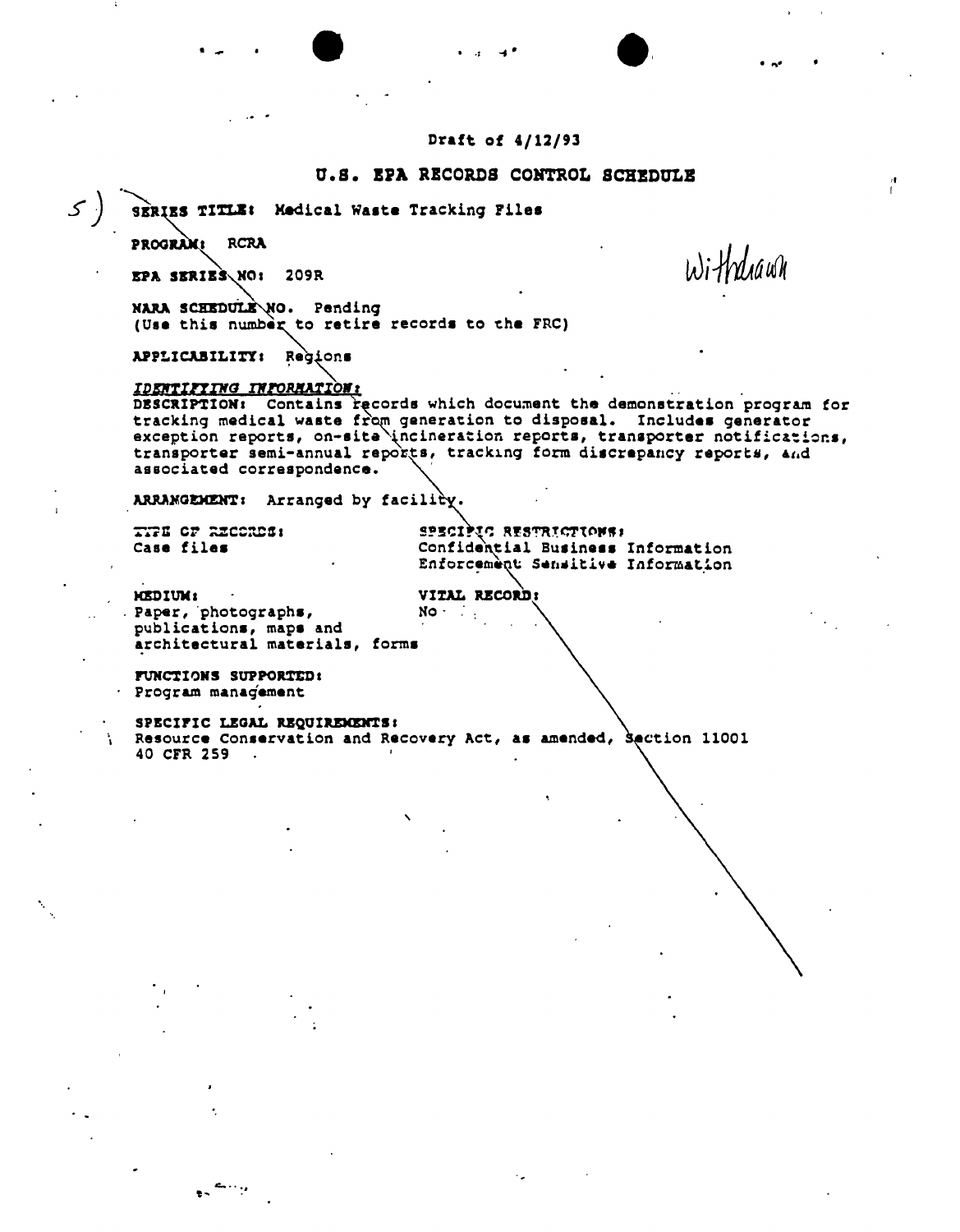Draft of 4/12/93

# U.S. EPA RECORDS CONTROL SCHEDULE

5) **SERIES TITLE:** Medical Waste Tracking Files

**PROGRAM:** RCRA

**EPA SERIES NO:** 209R

Withdrawn

**NARA SCHEDULE NO.** Pending
(Use this number to retire records to the FRC)

**APPLICABILITY:** Regions

***IDENTIFYING INFORMATION:***

**DESCRIPTION:** Contains records which document the demonstration program for tracking medical waste from generation to disposal. Includes generator exception reports, on-site incineration reports, transporter notifications, transporter semi-annual reports, tracking form discrepancy reports, and associated correspondence.

**ARRANGEMENT:** Arranged by facility.

**TYPE OF RECORDS:**
Case files

**SPECIFIC RESTRICTIONS:**
Confidential Business Information
Enforcement Sensitive Information

**MEDIUM:**
Paper, photographs, publications, maps and architectural materials, forms

**VITAL RECORD:**
No

**FUNCTIONS SUPPORTED:**
Program management

**SPECIFIC LEGAL REQUIREMENTS:**
Resource Conservation and Recovery Act, as amended, Section 11001
40 CFR 259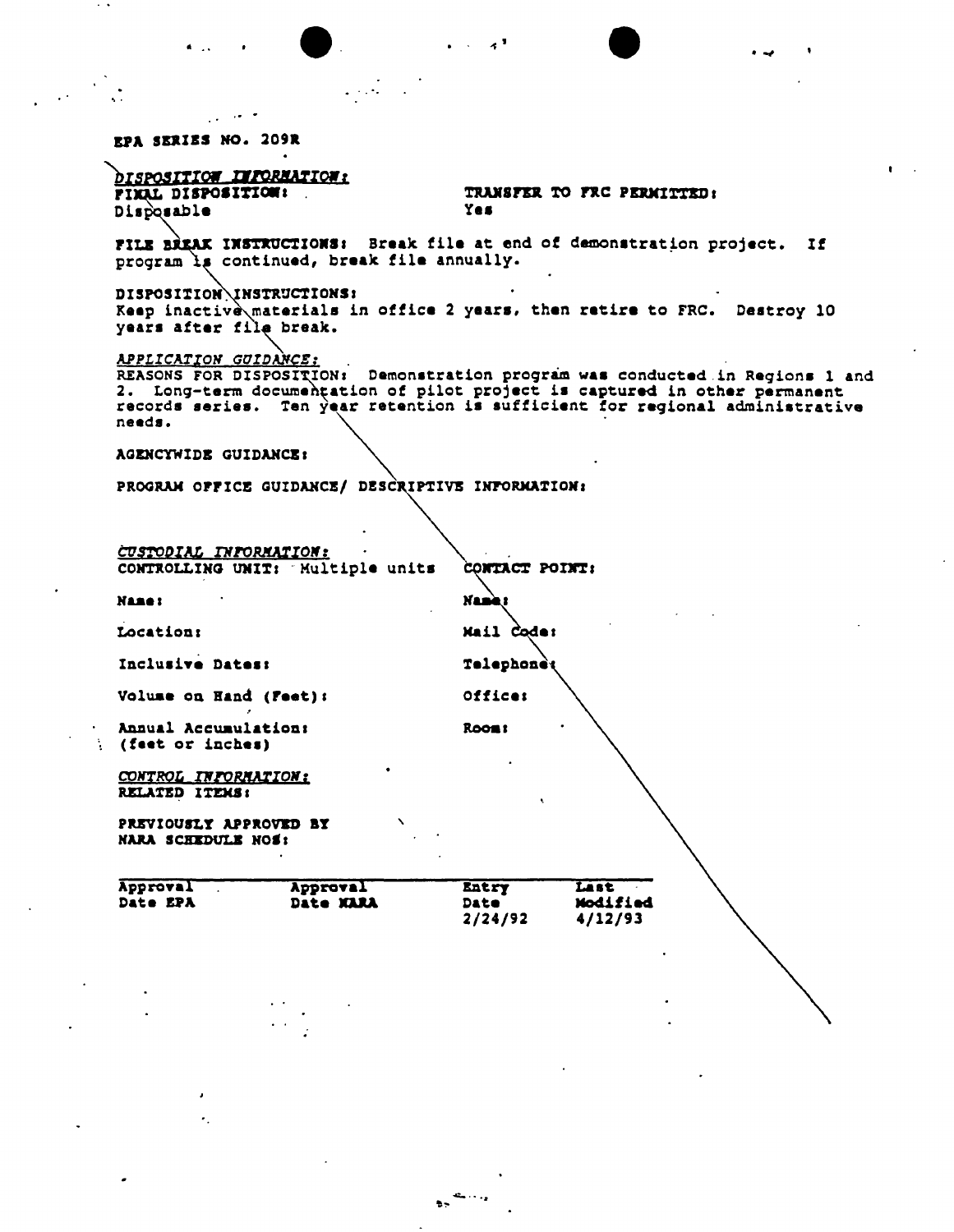EPA SERIES NO. 209R

*DISPOSITION INFORMATION:*

**FINAL DISPOSITION:**
Disposable

**TRANSFER TO FRC PERMITTED:**
Yes

**FILE BREAK INSTRUCTIONS:** Break file at end of demonstration project. If program is continued, break file annually.

**DISPOSITION INSTRUCTIONS:**
Keep inactive materials in office 2 years, then retire to FRC. Destroy 10 years after file break.

*APPLICATION GUIDANCE:*

REASONS FOR DISPOSITION: Demonstration program was conducted in Regions 1 and 2. Long-term documentation of pilot project is captured in other permanent records series. Ten year retention is sufficient for regional administrative needs.

AGENCYWIDE GUIDANCE:

PROGRAM OFFICE GUIDANCE/ DESCRIPTIVE INFORMATION:

*CUSTODIAL INFORMATION:*

CONTROLLING UNIT: Multiple units

Name:

Location:

Inclusive Dates:

Volume on Hand (Feet):

Annual Accumulation:
(feet or inches)

CONTACT POINT:

Name:

Mail Code:

Telephone:

Office:

Room:

*CONTROL INFORMATION:*

RELATED ITEMS:

PREVIOUSLY APPROVED BY NARA SCHEDULE NOS:

| Approval Date EPA | Approval Date NARA | Entry Date | Last Modified |
|---|---|---|---|
| | | 2/24/92 | 4/12/93 |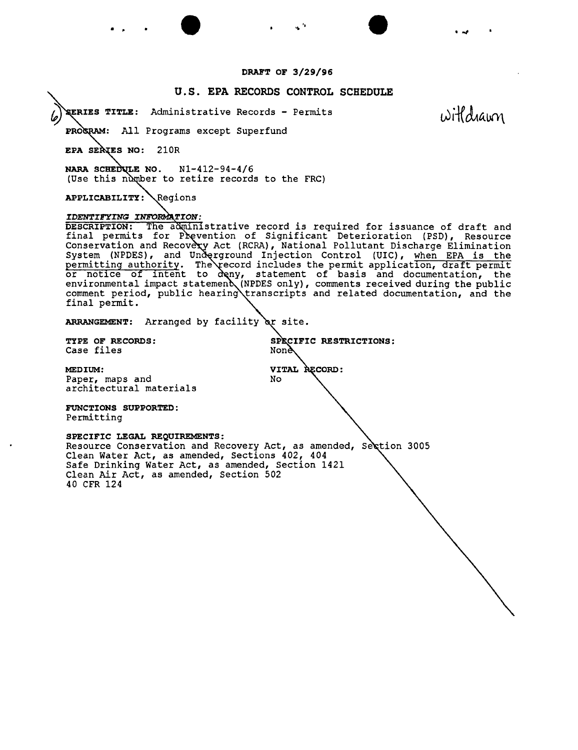**DRAFT OF 3/29/96**

# U.S. EPA RECORDS CONTROL SCHEDULE

6) **SERIES TITLE:** Administrative Records - Permits

withdrawn

**PROGRAM:** All Programs except Superfund

**EPA SERIES NO:** 210R

**NARA SCHEDULE NO.** N1-412-94-4/6
(Use this number to retire records to the FRC)

**APPLICABILITY:** Regions

***IDENTIFYING INFORMATION:***

**DESCRIPTION:** The administrative record is required for issuance of draft and final permits for Prevention of Significant Deterioration (PSD), Resource Conservation and Recovery Act (RCRA), National Pollutant Discharge Elimination System (NPDES), and Underground Injection Control (UIC), when EPA is the permitting authority. The record includes the permit application, draft permit or notice of intent to deny, statement of basis and documentation, the environmental impact statement (NPDES only), comments received during the public comment period, public hearing transcripts and related documentation, and the final permit.

**ARRANGEMENT:** Arranged by facility or site.

**TYPE OF RECORDS:**
Case files

**SPECIFIC RESTRICTIONS:**
None

**MEDIUM:**
Paper, maps and architectural materials

**VITAL RECORD:**
No

**FUNCTIONS SUPPORTED:**
Permitting

**SPECIFIC LEGAL REQUIREMENTS:**
Resource Conservation and Recovery Act, as amended, Section 3005
Clean Water Act, as amended, Sections 402, 404
Safe Drinking Water Act, as amended, Section 1421
Clean Air Act, as amended, Section 502
40 CFR 124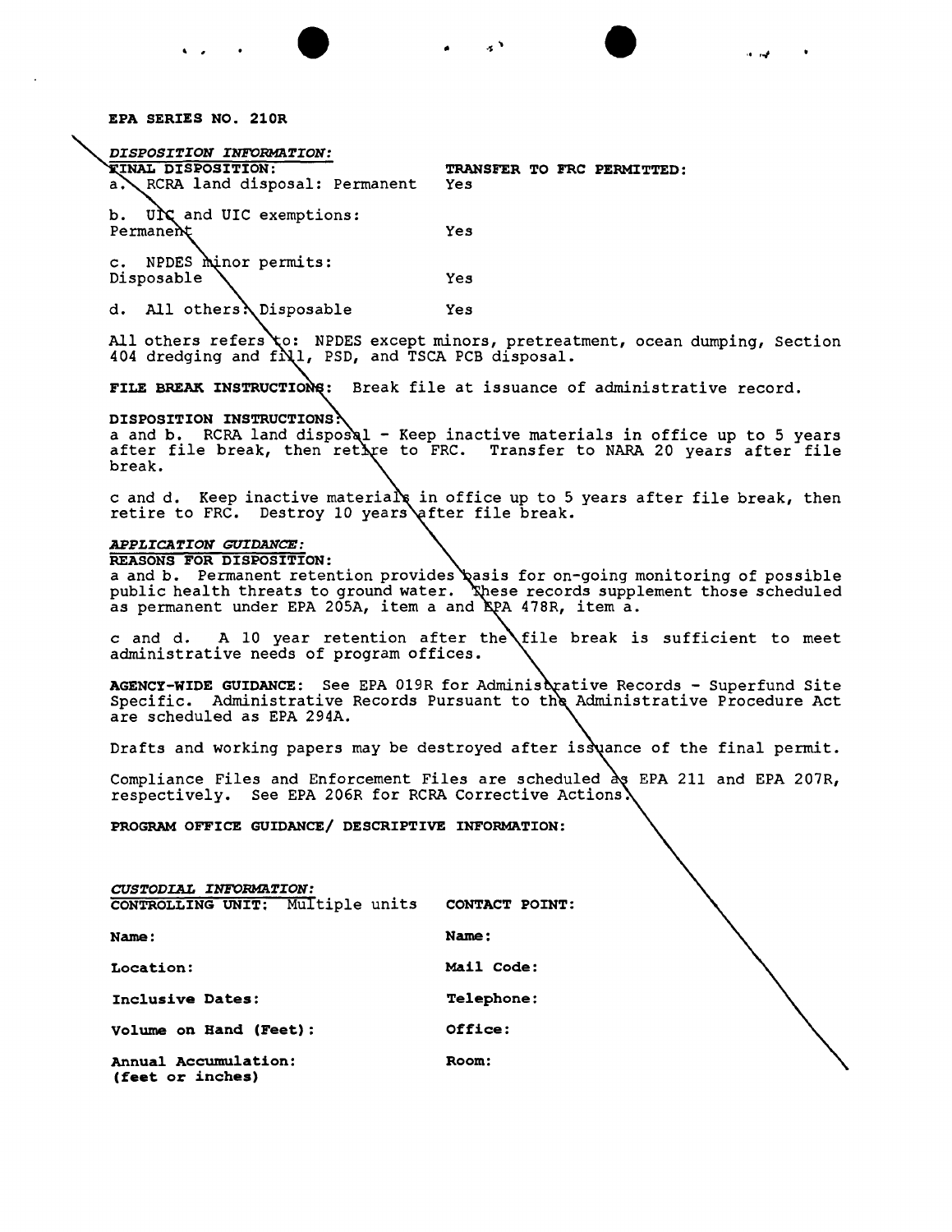**EPA SERIES NO. 210R**

*DISPOSITION INFORMATION:*

| **FINAL DISPOSITION:** | **TRANSFER TO FRC PERMITTED:** |
|---|---|
| a. RCRA land disposal: Permanent | Yes |
| b. UIC and UIC exemptions: Permanent | Yes |
| c. NPDES minor permits: Disposable | Yes |
| d. All others: Disposable | Yes |

All others refers to: NPDES except minors, pretreatment, ocean dumping, Section 404 dredging and fill, PSD, and TSCA PCB disposal.

**FILE BREAK INSTRUCTIONS:** Break file at issuance of administrative record.

**DISPOSITION INSTRUCTIONS:**
a and b. RCRA land disposal - Keep inactive materials in office up to 5 years after file break, then retire to FRC. Transfer to NARA 20 years after file break.

c and d. Keep inactive materials in office up to 5 years after file break, then retire to FRC. Destroy 10 years after file break.

*APPLICATION GUIDANCE:*

**REASONS FOR DISPOSITION:**
a and b. Permanent retention provides basis for on-going monitoring of possible public health threats to ground water. These records supplement those scheduled as permanent under EPA 205A, item a and EPA 478R, item a.

c and d. A 10 year retention after the file break is sufficient to meet administrative needs of program offices.

**AGENCY-WIDE GUIDANCE:** See EPA 019R for Administrative Records - Superfund Site Specific. Administrative Records Pursuant to the Administrative Procedure Act are scheduled as EPA 294A.

Drafts and working papers may be destroyed after issuance of the final permit.

Compliance Files and Enforcement Files are scheduled as EPA 211 and EPA 207R, respectively. See EPA 206R for RCRA Corrective Actions.

**PROGRAM OFFICE GUIDANCE/ DESCRIPTIVE INFORMATION:**

*CUSTODIAL INFORMATION:*

| **CONTROLLING UNIT:** Multiple units | **CONTACT POINT:** |
|---|---|
| **Name:** | **Name:** |
| **Location:** | **Mail Code:** |
| **Inclusive Dates:** | **Telephone:** |
| **Volume on Hand (Feet):** | **Office:** |
| **Annual Accumulation: (feet or inches)** | **Room:** |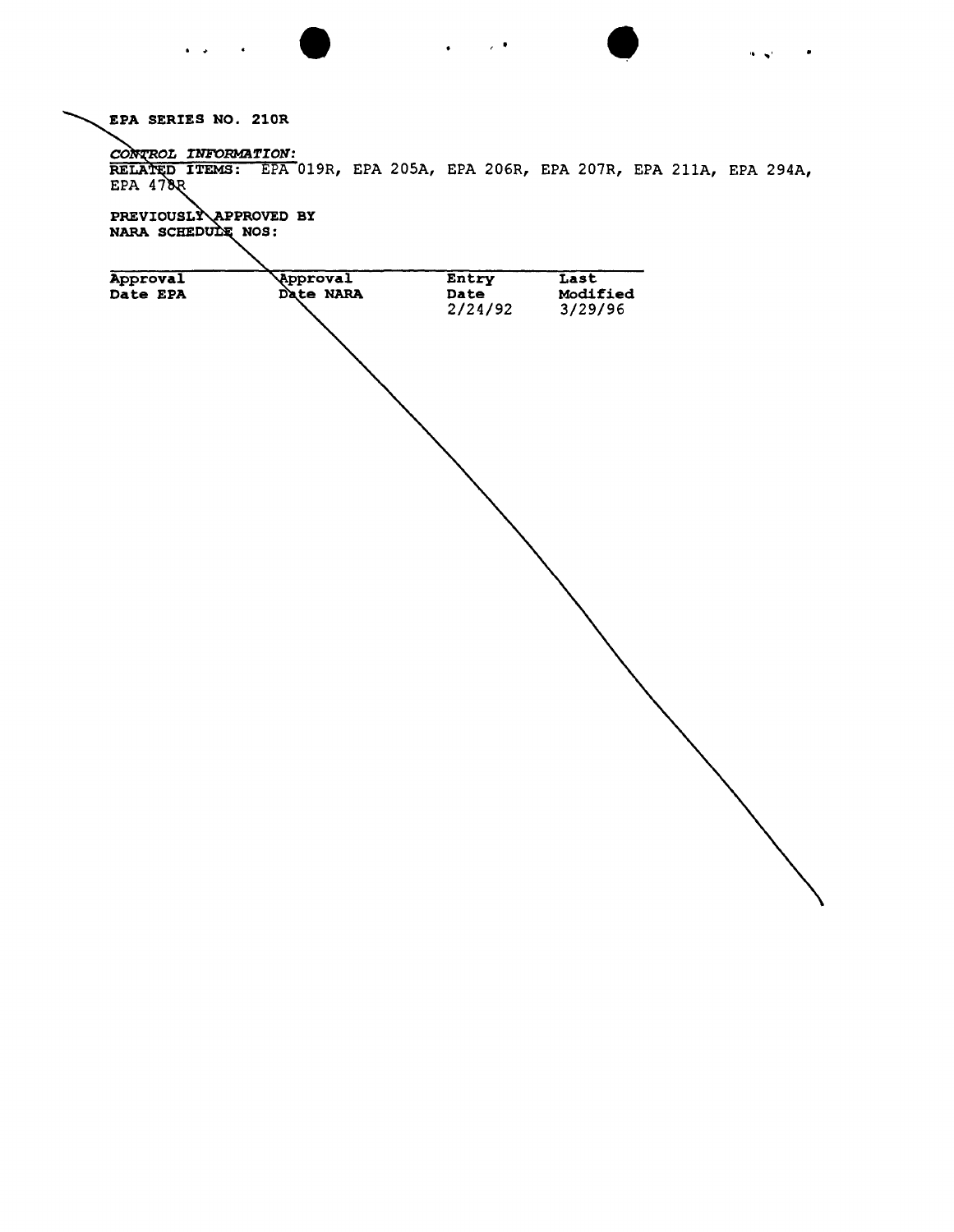**EPA SERIES NO. 210R**

*CONTROL INFORMATION:*

RELATED ITEMS: EPA 019R, EPA 205A, EPA 206R, EPA 207R, EPA 211A, EPA 294A, EPA 478R

PREVIOUSLY APPROVED BY NARA SCHEDULE NOS:

| Approval Date EPA | Approval Date NARA | Entry Date | Last Modified |
|---|---|---|---|
| | | 2/24/92 | 3/29/96 |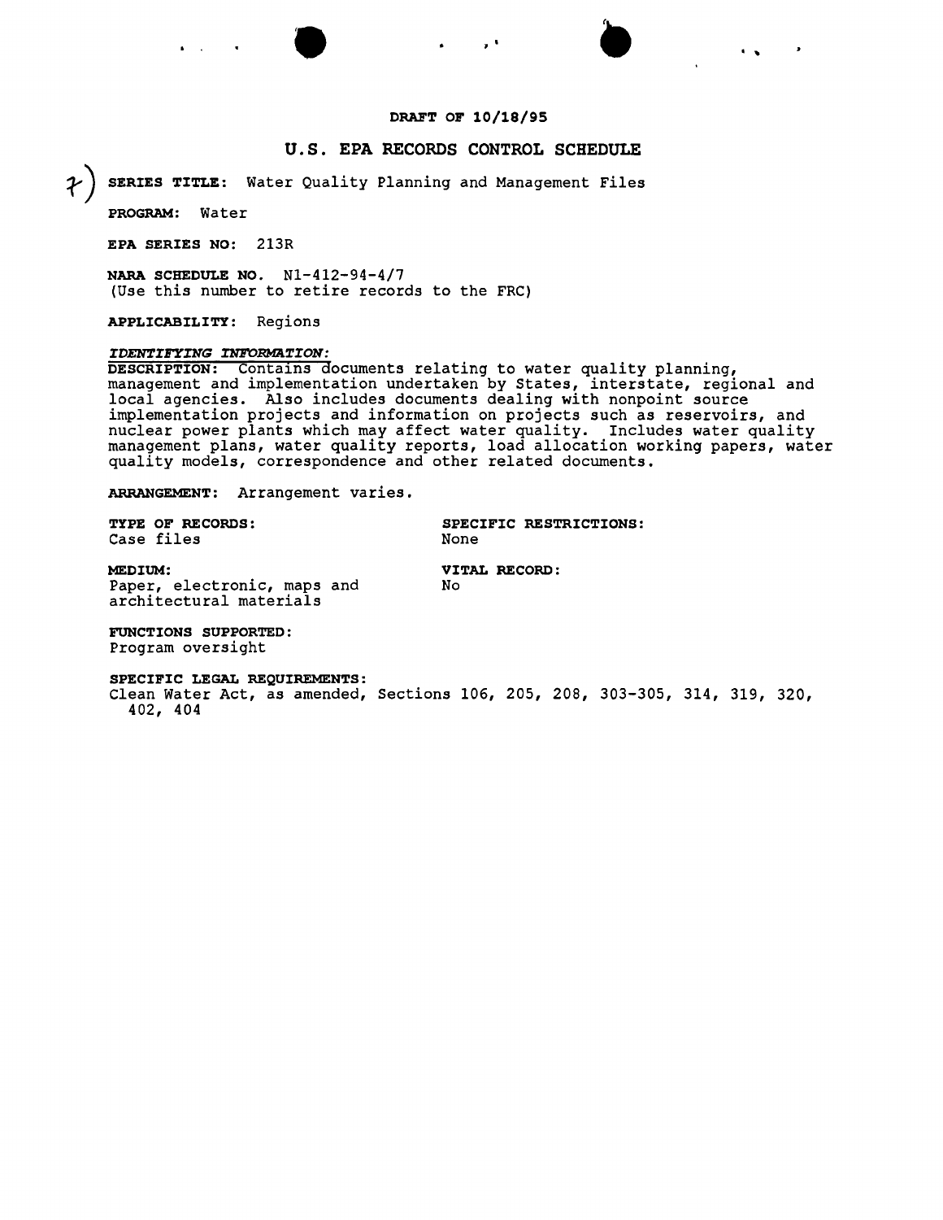**DRAFT OF 10/18/95**

## U.S. EPA RECORDS CONTROL SCHEDULE

7) **SERIES TITLE:** Water Quality Planning and Management Files

**PROGRAM:** Water

**EPA SERIES NO:** 213R

**NARA SCHEDULE NO.** N1-412-94-4/7
(Use this number to retire records to the FRC)

**APPLICABILITY:** Regions

***IDENTIFYING INFORMATION:***

**DESCRIPTION:** Contains documents relating to water quality planning, management and implementation undertaken by States, interstate, regional and local agencies. Also includes documents dealing with nonpoint source implementation projects and information on projects such as reservoirs, and nuclear power plants which may affect water quality. Includes water quality management plans, water quality reports, load allocation working papers, water quality models, correspondence and other related documents.

**ARRANGEMENT:** Arrangement varies.

**TYPE OF RECORDS:**
Case files

**SPECIFIC RESTRICTIONS:**
None

**MEDIUM:**
Paper, electronic, maps and architectural materials

**VITAL RECORD:**
No

**FUNCTIONS SUPPORTED:**
Program oversight

**SPECIFIC LEGAL REQUIREMENTS:**
Clean Water Act, as amended, Sections 106, 205, 208, 303-305, 314, 319, 320, 402, 404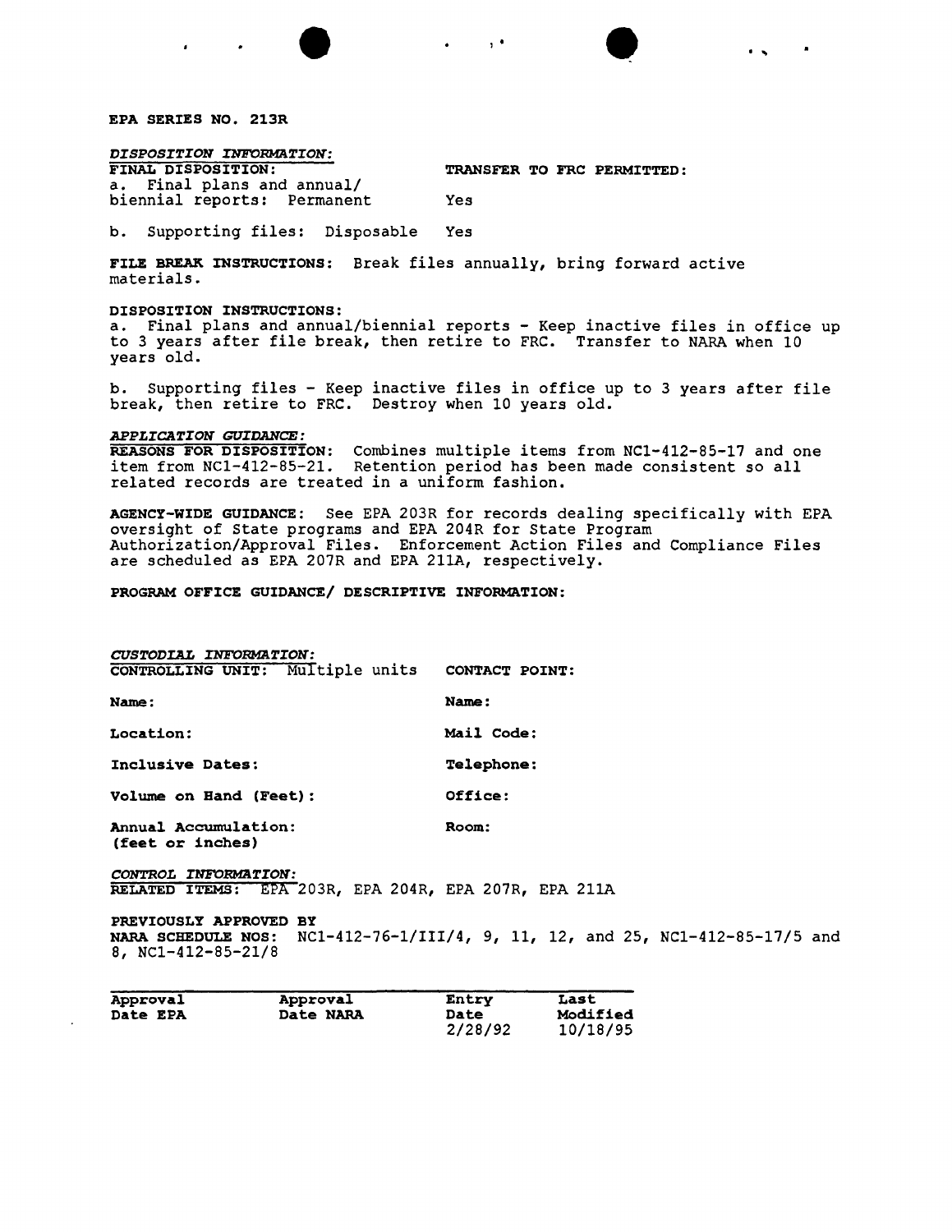**EPA SERIES NO. 213R**

*DISPOSITION INFORMATION:*

| FINAL DISPOSITION: | TRANSFER TO FRC PERMITTED: |
|---|---|
| a. Final plans and annual/ biennial reports: Permanent | Yes |
| b. Supporting files: Disposable | Yes |

**FILE BREAK INSTRUCTIONS:** Break files annually, bring forward active materials.

**DISPOSITION INSTRUCTIONS:**
a. Final plans and annual/biennial reports - Keep inactive files in office up to 3 years after file break, then retire to FRC. Transfer to NARA when 10 years old.

b. Supporting files - Keep inactive files in office up to 3 years after file break, then retire to FRC. Destroy when 10 years old.

*APPLICATION GUIDANCE:*
**REASONS FOR DISPOSITION:** Combines multiple items from NC1-412-85-17 and one item from NC1-412-85-21. Retention period has been made consistent so all related records are treated in a uniform fashion.

**AGENCY-WIDE GUIDANCE:** See EPA 203R for records dealing specifically with EPA oversight of State programs and EPA 204R for State Program Authorization/Approval Files. Enforcement Action Files and Compliance Files are scheduled as EPA 207R and EPA 211A, respectively.

**PROGRAM OFFICE GUIDANCE/ DESCRIPTIVE INFORMATION:**

*CUSTODIAL INFORMATION:*

| CONTROLLING UNIT: Multiple units | CONTACT POINT: |
|---|---|
| **Name:** | **Name:** |
| **Location:** | **Mail Code:** |
| **Inclusive Dates:** | **Telephone:** |
| **Volume on Hand (Feet):** | **Office:** |
| **Annual Accumulation: (feet or inches)** | **Room:** |

*CONTROL INFORMATION:*
**RELATED ITEMS:** EPA 203R, EPA 204R, EPA 207R, EPA 211A

**PREVIOUSLY APPROVED BY NARA SCHEDULE NOS:** NC1-412-76-1/III/4, 9, 11, 12, and 25, NC1-412-85-17/5 and 8, NC1-412-85-21/8

| Approval Date EPA | Approval Date NARA | Entry Date | Last Modified |
|---|---|---|---|
| | | 2/28/92 | 10/18/95 |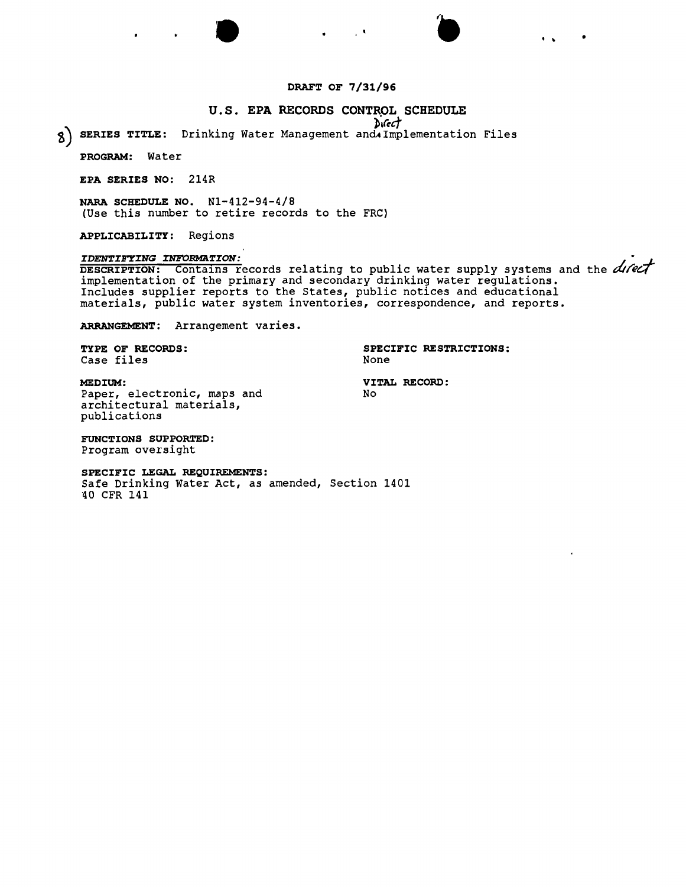**DRAFT OF 7/31/96**

## U.S. EPA RECORDS CONTROL SCHEDULE

8) **SERIES TITLE:** Drinking Water Management and Direct Implementation Files

**PROGRAM:** Water

**EPA SERIES NO:** 214R

**NARA SCHEDULE NO.** N1-412-94-4/8
(Use this number to retire records to the FRC)

**APPLICABILITY:** Regions

***IDENTIFYING INFORMATION:***

**DESCRIPTION:** Contains records relating to public water supply systems and the direct implementation of the primary and secondary drinking water regulations. Includes supplier reports to the States, public notices and educational materials, public water system inventories, correspondence, and reports.

**ARRANGEMENT:** Arrangement varies.

**TYPE OF RECORDS:**
Case files

**SPECIFIC RESTRICTIONS:**
None

**MEDIUM:**
Paper, electronic, maps and architectural materials, publications

**VITAL RECORD:**
No

**FUNCTIONS SUPPORTED:**
Program oversight

**SPECIFIC LEGAL REQUIREMENTS:**
Safe Drinking Water Act, as amended, Section 1401
40 CFR 141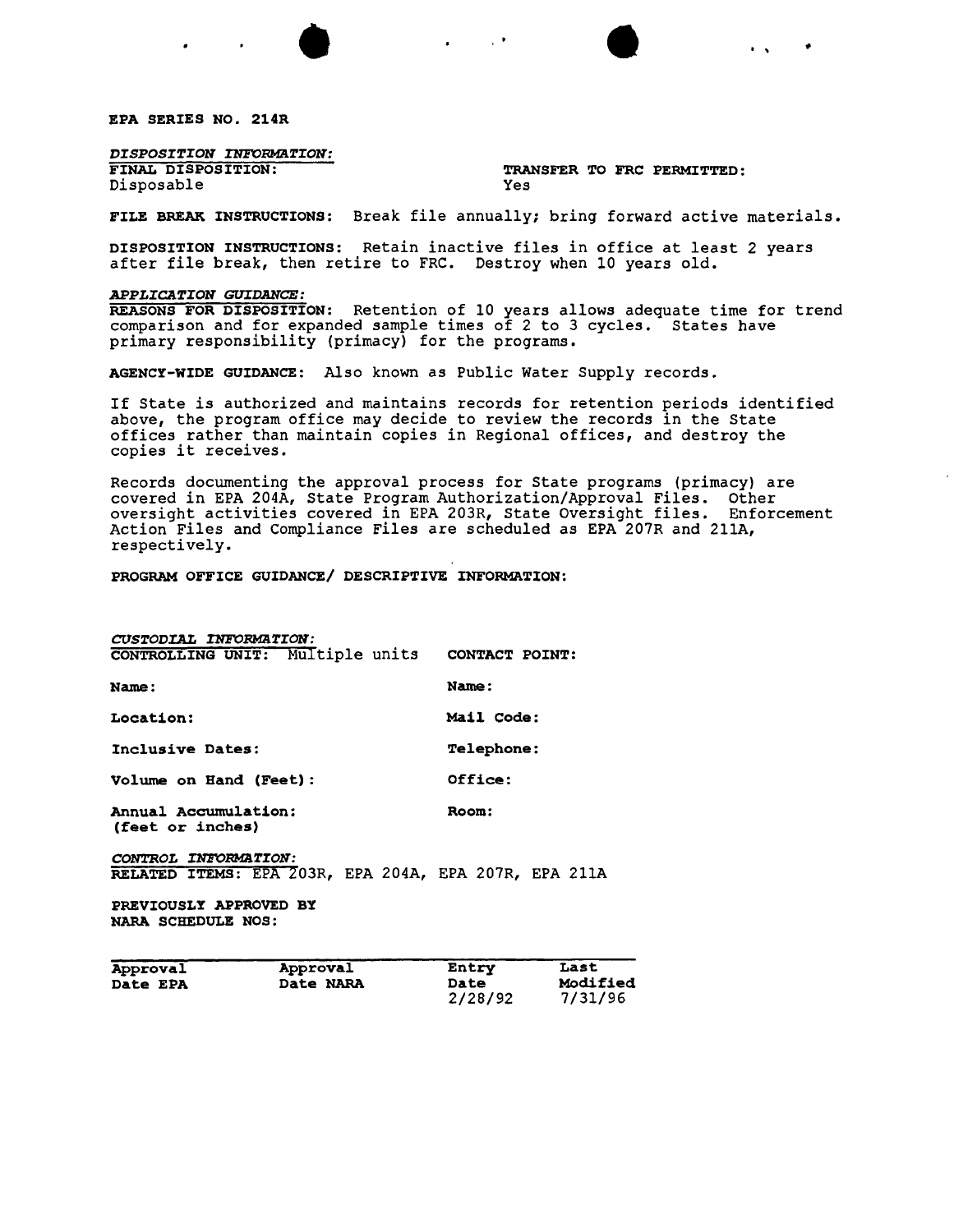**EPA SERIES NO. 214R**

*DISPOSITION INFORMATION:*

**FINAL DISPOSITION:** Disposable

**TRANSFER TO FRC PERMITTED:** Yes

**FILE BREAK INSTRUCTIONS:** Break file annually; bring forward active materials.

**DISPOSITION INSTRUCTIONS:** Retain inactive files in office at least 2 years after file break, then retire to FRC. Destroy when 10 years old.

*APPLICATION GUIDANCE:*

**REASONS FOR DISPOSITION:** Retention of 10 years allows adequate time for trend comparison and for expanded sample times of 2 to 3 cycles. States have primary responsibility (primacy) for the programs.

**AGENCY-WIDE GUIDANCE:** Also known as Public Water Supply records.

If State is authorized and maintains records for retention periods identified above, the program office may decide to review the records in the State offices rather than maintain copies in Regional offices, and destroy the copies it receives.

Records documenting the approval process for State programs (primacy) are covered in EPA 204A, State Program Authorization/Approval Files. Other oversight activities covered in EPA 203R, State Oversight files. Enforcement Action Files and Compliance Files are scheduled as EPA 207R and 211A, respectively.

**PROGRAM OFFICE GUIDANCE/ DESCRIPTIVE INFORMATION:**

*CUSTODIAL INFORMATION:*

**CONTROLLING UNIT:** Multiple units

**Name:**

**Location:**

**Inclusive Dates:**

**Volume on Hand (Feet):**

**Annual Accumulation: (feet or inches)**

**CONTACT POINT:**

**Name:**

**Mail Code:**

**Telephone:**

**Office:**

**Room:**

*CONTROL INFORMATION:*

**RELATED ITEMS:** EPA 203R, EPA 204A, EPA 207R, EPA 211A

**PREVIOUSLY APPROVED BY NARA SCHEDULE NOS:**

| Approval Date EPA | Approval Date NARA | Entry Date | Last Modified |
|---|---|---|---|
| | | 2/28/92 | 7/31/96 |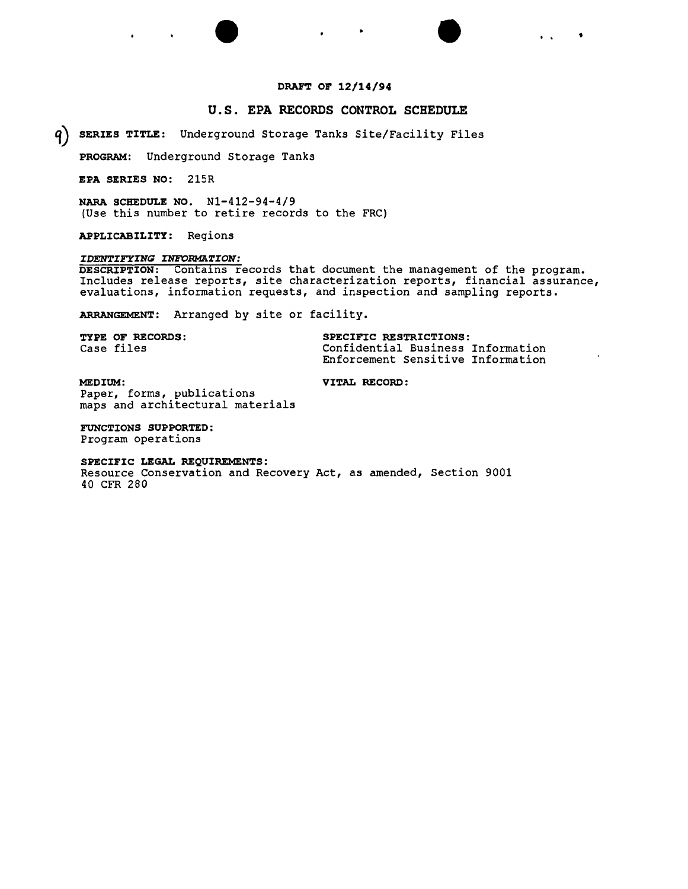DRAFT OF 12/14/94

## U.S. EPA RECORDS CONTROL SCHEDULE

9) **SERIES TITLE:** Underground Storage Tanks Site/Facility Files

**PROGRAM:** Underground Storage Tanks

**EPA SERIES NO:** 215R

**NARA SCHEDULE NO.** N1-412-94-4/9
(Use this number to retire records to the FRC)

**APPLICABILITY:** Regions

***IDENTIFYING INFORMATION:***

**DESCRIPTION:** Contains records that document the management of the program. Includes release reports, site characterization reports, financial assurance, evaluations, information requests, and inspection and sampling reports.

**ARRANGEMENT:** Arranged by site or facility.

**TYPE OF RECORDS:**
Case files

**SPECIFIC RESTRICTIONS:**
Confidential Business Information
Enforcement Sensitive Information

**MEDIUM:**
Paper, forms, publications
maps and architectural materials

**VITAL RECORD:**

**FUNCTIONS SUPPORTED:**
Program operations

**SPECIFIC LEGAL REQUIREMENTS:**
Resource Conservation and Recovery Act, as amended, Section 9001
40 CFR 280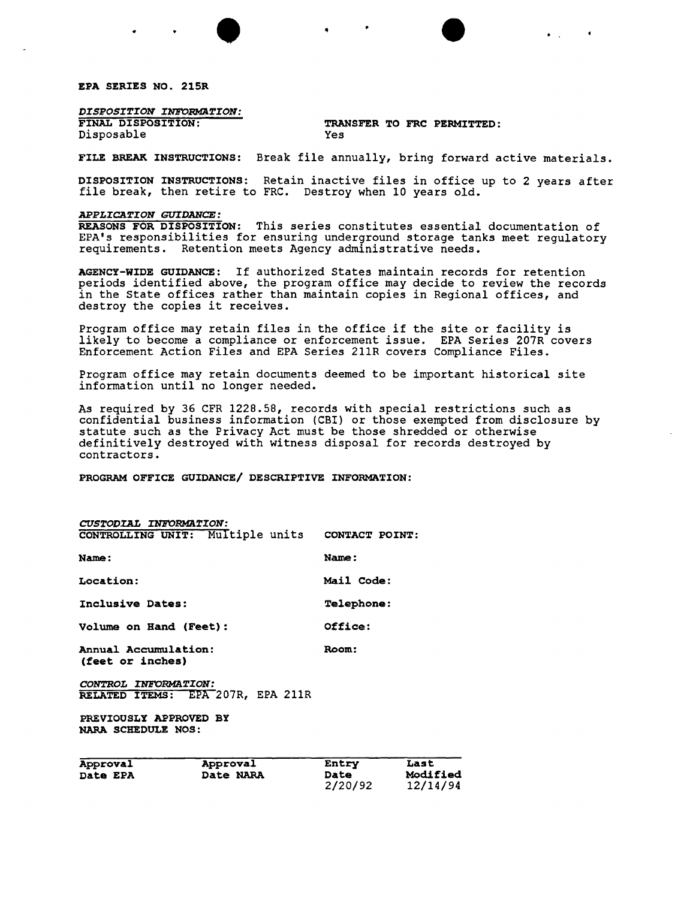**EPA SERIES NO. 215R**

*DISPOSITION INFORMATION:*

**FINAL DISPOSITION:** Disposable

**TRANSFER TO FRC PERMITTED:** Yes

**FILE BREAK INSTRUCTIONS:** Break file annually, bring forward active materials.

**DISPOSITION INSTRUCTIONS:** Retain inactive files in office up to 2 years after file break, then retire to FRC. Destroy when 10 years old.

*APPLICATION GUIDANCE:*

**REASONS FOR DISPOSITION:** This series constitutes essential documentation of EPA's responsibilities for ensuring underground storage tanks meet regulatory requirements. Retention meets Agency administrative needs.

**AGENCY-WIDE GUIDANCE:** If authorized States maintain records for retention periods identified above, the program office may decide to review the records in the State offices rather than maintain copies in Regional offices, and destroy the copies it receives.

Program office may retain files in the office if the site or facility is likely to become a compliance or enforcement issue. EPA Series 207R covers Enforcement Action Files and EPA Series 211R covers Compliance Files.

Program office may retain documents deemed to be important historical site information until no longer needed.

As required by 36 CFR 1228.58, records with special restrictions such as confidential business information (CBI) or those exempted from disclosure by statute such as the Privacy Act must be those shredded or otherwise definitively destroyed with witness disposal for records destroyed by contractors.

**PROGRAM OFFICE GUIDANCE/ DESCRIPTIVE INFORMATION:**

*CUSTODIAL INFORMATION:*

**CONTROLLING UNIT:** Multiple units

**Name:**

**Location:**

**Inclusive Dates:**

**Volume on Hand (Feet):**

**Annual Accumulation: (feet or inches)**

**CONTACT POINT:**

**Name:**

**Mail Code:**

**Telephone:**

**Office:**

**Room:**

*CONTROL INFORMATION:*

**RELATED ITEMS:** EPA 207R, EPA 211R

**PREVIOUSLY APPROVED BY NARA SCHEDULE NOS:**

| Approval Date EPA | Approval Date NARA | Entry Date | Last Modified |
|---|---|---|---|
| | | 2/20/92 | 12/14/94 |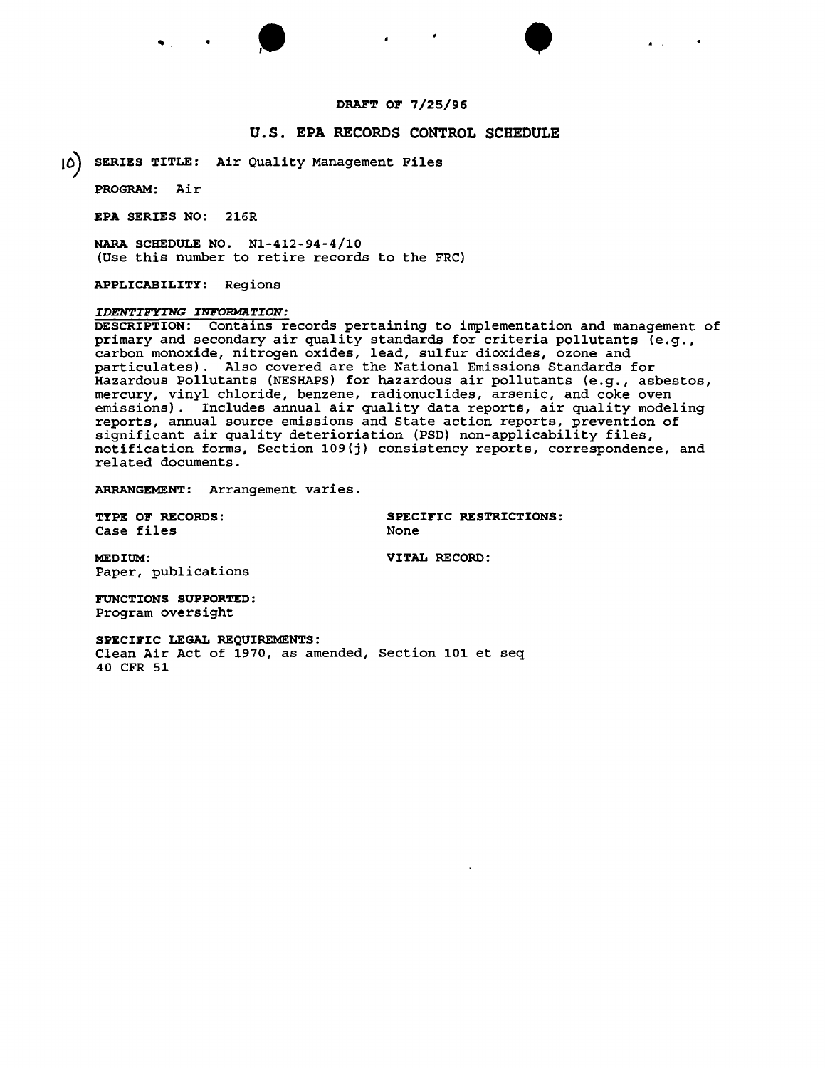**DRAFT OF 7/25/96**

## U.S. EPA RECORDS CONTROL SCHEDULE

10) **SERIES TITLE:** Air Quality Management Files

**PROGRAM:** Air

**EPA SERIES NO:** 216R

**NARA SCHEDULE NO.** N1-412-94-4/10
(Use this number to retire records to the FRC)

**APPLICABILITY:** Regions

***IDENTIFYING INFORMATION:***

DESCRIPTION: Contains records pertaining to implementation and management of primary and secondary air quality standards for criteria pollutants (e.g., carbon monoxide, nitrogen oxides, lead, sulfur dioxides, ozone and particulates). Also covered are the National Emissions Standards for Hazardous Pollutants (NESHAPS) for hazardous air pollutants (e.g., asbestos, mercury, vinyl chloride, benzene, radionuclides, arsenic, and coke oven emissions). Includes annual air quality data reports, air quality modeling reports, annual source emissions and State action reports, prevention of significant air quality deterioriation (PSD) non-applicability files, notification forms, Section 109(j) consistency reports, correspondence, and related documents.

**ARRANGEMENT:** Arrangement varies.

**TYPE OF RECORDS:**
Case files

**SPECIFIC RESTRICTIONS:**
None

**MEDIUM:**
Paper, publications

**VITAL RECORD:**

**FUNCTIONS SUPPORTED:**
Program oversight

**SPECIFIC LEGAL REQUIREMENTS:**
Clean Air Act of 1970, as amended, Section 101 et seq
40 CFR 51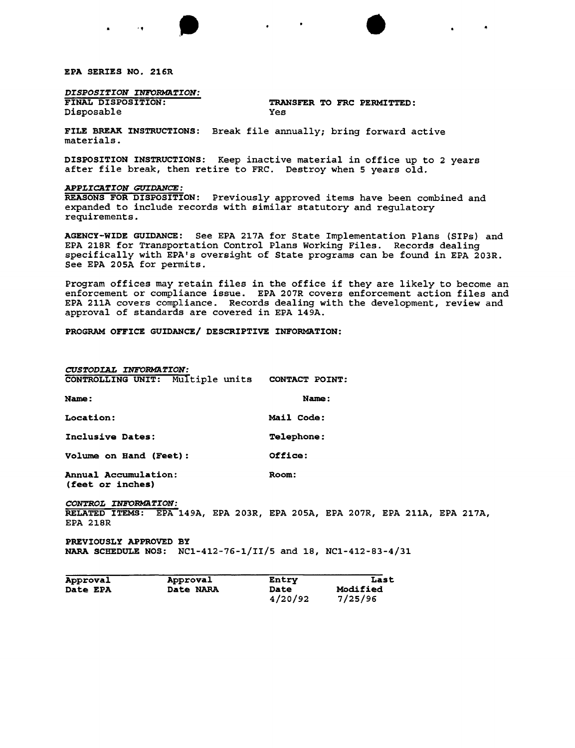**EPA SERIES NO. 216R**

*DISPOSITION INFORMATION:*

**FINAL DISPOSITION:** Disposable

**TRANSFER TO FRC PERMITTED:** Yes

**FILE BREAK INSTRUCTIONS:** Break file annually; bring forward active materials.

**DISPOSITION INSTRUCTIONS:** Keep inactive material in office up to 2 years after file break, then retire to FRC. Destroy when 5 years old.

*APPLICATION GUIDANCE:*

**REASONS FOR DISPOSITION:** Previously approved items have been combined and expanded to include records with similar statutory and regulatory requirements.

**AGENCY-WIDE GUIDANCE:** See EPA 217A for State Implementation Plans (SIPs) and EPA 218R for Transportation Control Plans Working Files. Records dealing specifically with EPA's oversight of State programs can be found in EPA 203R. See EPA 205A for permits.

Program offices may retain files in the office if they are likely to become an enforcement or compliance issue. EPA 207R covers enforcement action files and EPA 211A covers compliance. Records dealing with the development, review and approval of standards are covered in EPA 149A.

**PROGRAM OFFICE GUIDANCE/ DESCRIPTIVE INFORMATION:**

*CUSTODIAL INFORMATION:*

**CONTROLLING UNIT:** Multiple units

**Name:**

**Location:**

**Inclusive Dates:**

**Volume on Hand (Feet):**

**Annual Accumulation: (feet or inches)**

**CONTACT POINT:**

**Name:**

**Mail Code:**

**Telephone:**

**Office:**

**Room:**

*CONTROL INFORMATION:*

**RELATED ITEMS:** EPA 149A, EPA 203R, EPA 205A, EPA 207R, EPA 211A, EPA 217A, EPA 218R

**PREVIOUSLY APPROVED BY NARA SCHEDULE NOS:** NC1-412-76-1/II/5 and 18, NC1-412-83-4/31

| Approval Date EPA | Approval Date NARA | Entry Date | Last Modified |
|---|---|---|---|
| | | 4/20/92 | 7/25/96 |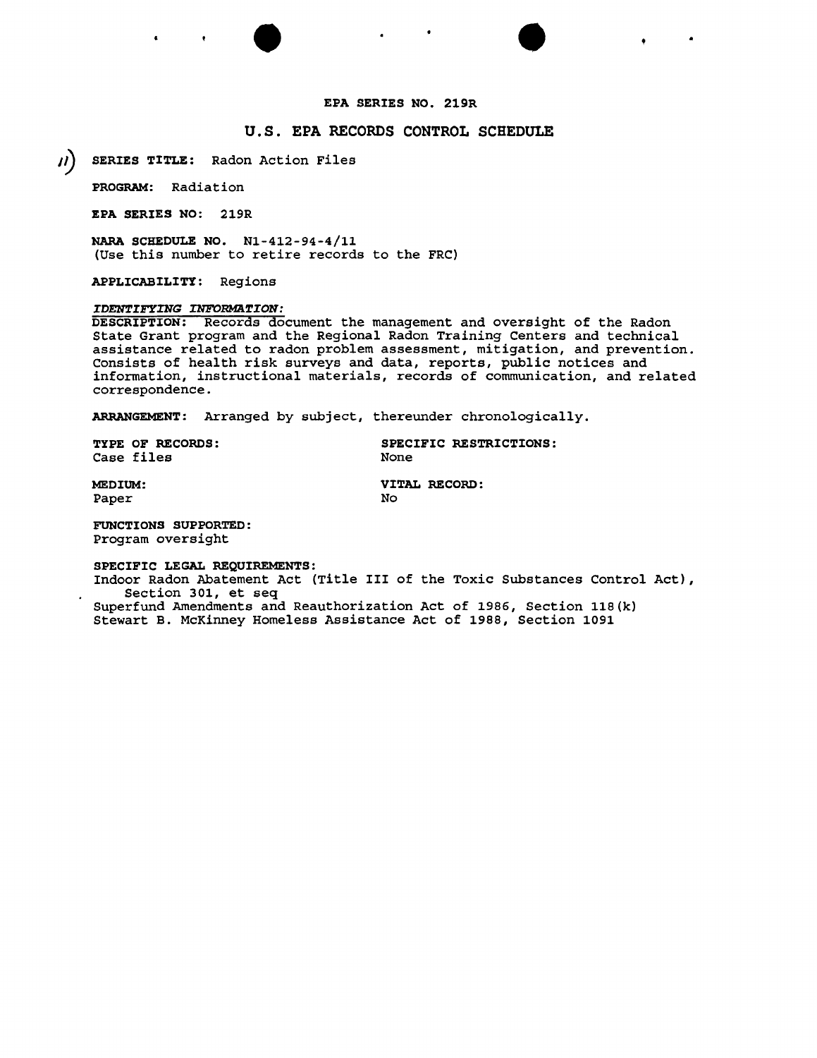**EPA SERIES NO. 219R**

## U.S. EPA RECORDS CONTROL SCHEDULE

11) **SERIES TITLE:** Radon Action Files

**PROGRAM:** Radiation

**EPA SERIES NO:** 219R

**NARA SCHEDULE NO.** N1-412-94-4/11
(Use this number to retire records to the FRC)

**APPLICABILITY:** Regions

***IDENTIFYING INFORMATION:***

**DESCRIPTION:** Records document the management and oversight of the Radon State Grant program and the Regional Radon Training Centers and technical assistance related to radon problem assessment, mitigation, and prevention. Consists of health risk surveys and data, reports, public notices and information, instructional materials, records of communication, and related correspondence.

**ARRANGEMENT:** Arranged by subject, thereunder chronologically.

**TYPE OF RECORDS:**
Case files

**SPECIFIC RESTRICTIONS:**
None

**MEDIUM:**
Paper

**VITAL RECORD:**
No

**FUNCTIONS SUPPORTED:**
Program oversight

**SPECIFIC LEGAL REQUIREMENTS:**
Indoor Radon Abatement Act (Title III of the Toxic Substances Control Act), Section 301, et seq
Superfund Amendments and Reauthorization Act of 1986, Section 118(k)
Stewart B. McKinney Homeless Assistance Act of 1988, Section 1091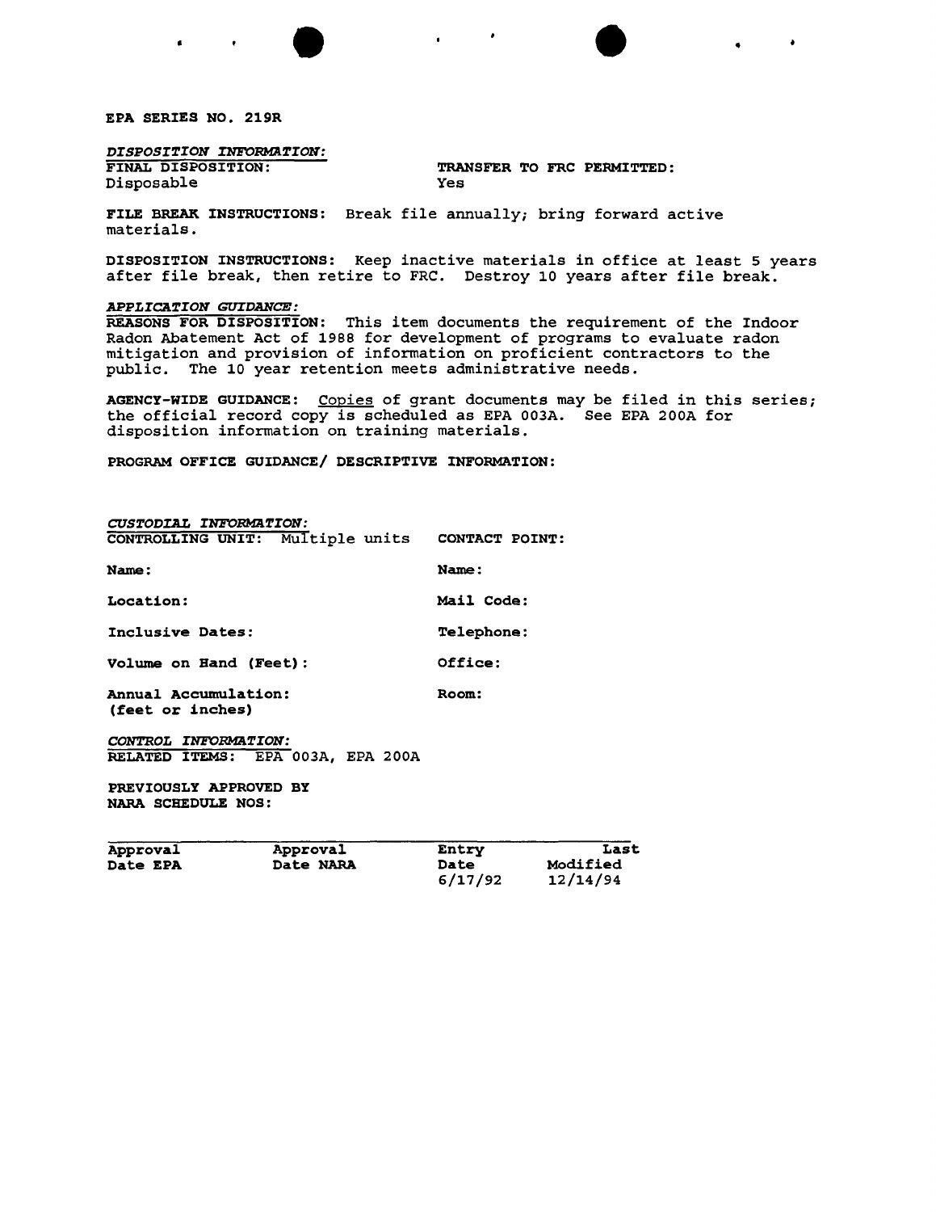**EPA SERIES NO. 219R**

***DISPOSITION INFORMATION:***

**FINAL DISPOSITION:**
Disposable

**TRANSFER TO FRC PERMITTED:**
Yes

**FILE BREAK INSTRUCTIONS:** Break file annually; bring forward active materials.

**DISPOSITION INSTRUCTIONS:** Keep inactive materials in office at least 5 years after file break, then retire to FRC. Destroy 10 years after file break.

***APPLICATION GUIDANCE:***

**REASONS FOR DISPOSITION:** This item documents the requirement of the Indoor Radon Abatement Act of 1988 for development of programs to evaluate radon mitigation and provision of information on proficient contractors to the public. The 10 year retention meets administrative needs.

**AGENCY-WIDE GUIDANCE:** Copies of grant documents may be filed in this series; the official record copy is scheduled as EPA 003A. See EPA 200A for disposition information on training materials.

**PROGRAM OFFICE GUIDANCE/ DESCRIPTIVE INFORMATION:**

***CUSTODIAL INFORMATION:***

**CONTROLLING UNIT:** Multiple units

**Name:**

**Location:**

**Inclusive Dates:**

**Volume on Hand (Feet):**

**Annual Accumulation:**
**(feet or inches)**

**CONTACT POINT:**

**Name:**

**Mail Code:**

**Telephone:**

**Office:**

**Room:**

***CONTROL INFORMATION:***

**RELATED ITEMS:** EPA 003A, EPA 200A

**PREVIOUSLY APPROVED BY NARA SCHEDULE NOS:**

| Approval Date EPA | Approval Date NARA | Entry Date | Last Modified |
|---|---|---|---|
| | | 6/17/92 | 12/14/94 |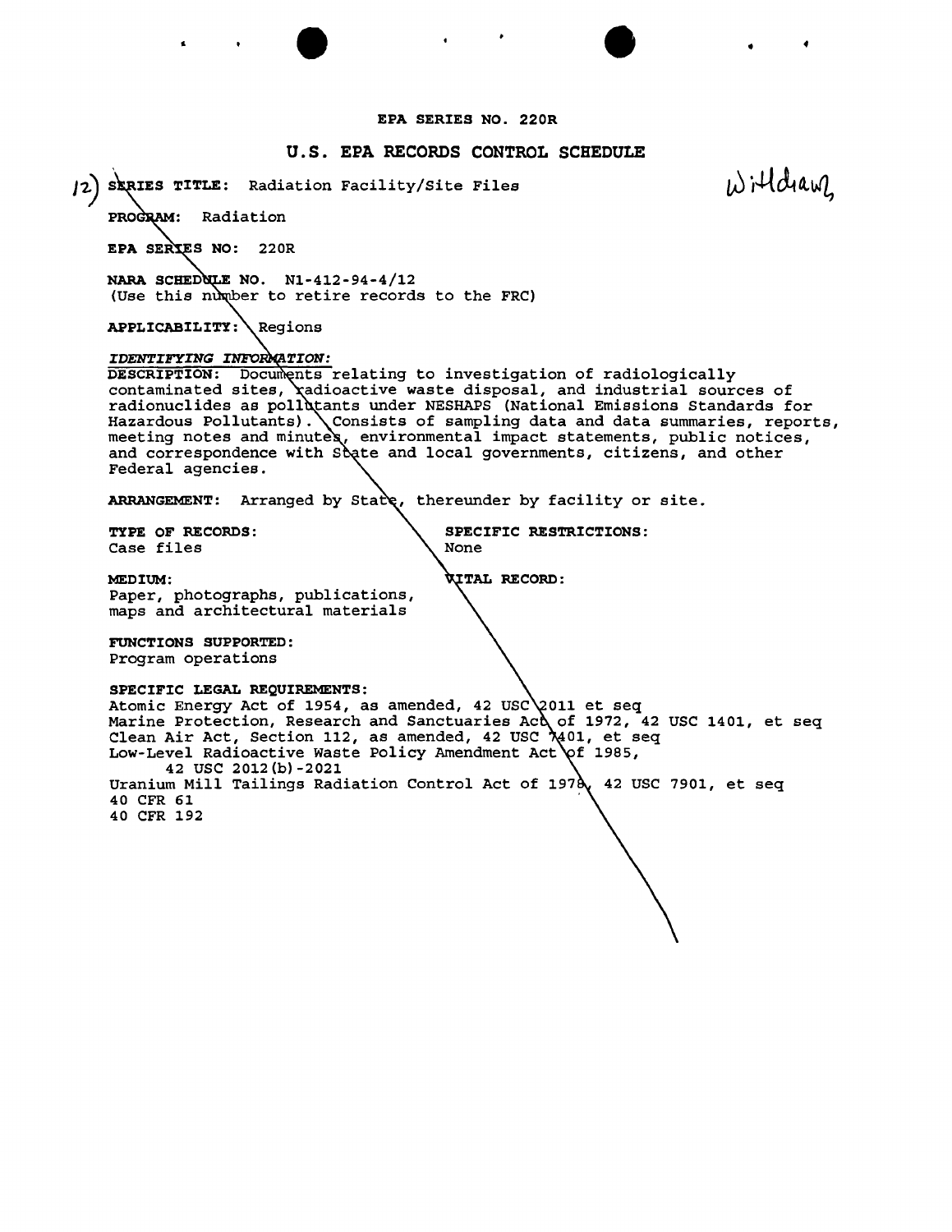**EPA SERIES NO. 220R**

## U.S. EPA RECORDS CONTROL SCHEDULE

12) **SERIES TITLE:** Radiation Facility/Site Files

Withdrawn

**PROGRAM:** Radiation

**EPA SERIES NO:** 220R

**NARA SCHEDULE NO.** N1-412-94-4/12
(Use this number to retire records to the FRC)

**APPLICABILITY:** Regions

***IDENTIFYING INFORMATION:***

**DESCRIPTION:** Documents relating to investigation of radiologically contaminated sites, radioactive waste disposal, and industrial sources of radionuclides as pollutants under NESHAPS (National Emissions Standards for Hazardous Pollutants). Consists of sampling data and data summaries, reports, meeting notes and minutes, environmental impact statements, public notices, and correspondence with State and local governments, citizens, and other Federal agencies.

**ARRANGEMENT:** Arranged by State, thereunder by facility or site.

**TYPE OF RECORDS:**
Case files

**SPECIFIC RESTRICTIONS:**
None

**MEDIUM:**
Paper, photographs, publications, maps and architectural materials

**VITAL RECORD:**

**FUNCTIONS SUPPORTED:**
Program operations

**SPECIFIC LEGAL REQUIREMENTS:**
Atomic Energy Act of 1954, as amended, 42 USC 2011 et seq
Marine Protection, Research and Sanctuaries Act of 1972, 42 USC 1401, et seq
Clean Air Act, Section 112, as amended, 42 USC 7401, et seq
Low-Level Radioactive Waste Policy Amendment Act of 1985,
42 USC 2012(b)-2021
Uranium Mill Tailings Radiation Control Act of 1978, 42 USC 7901, et seq
40 CFR 61
40 CFR 192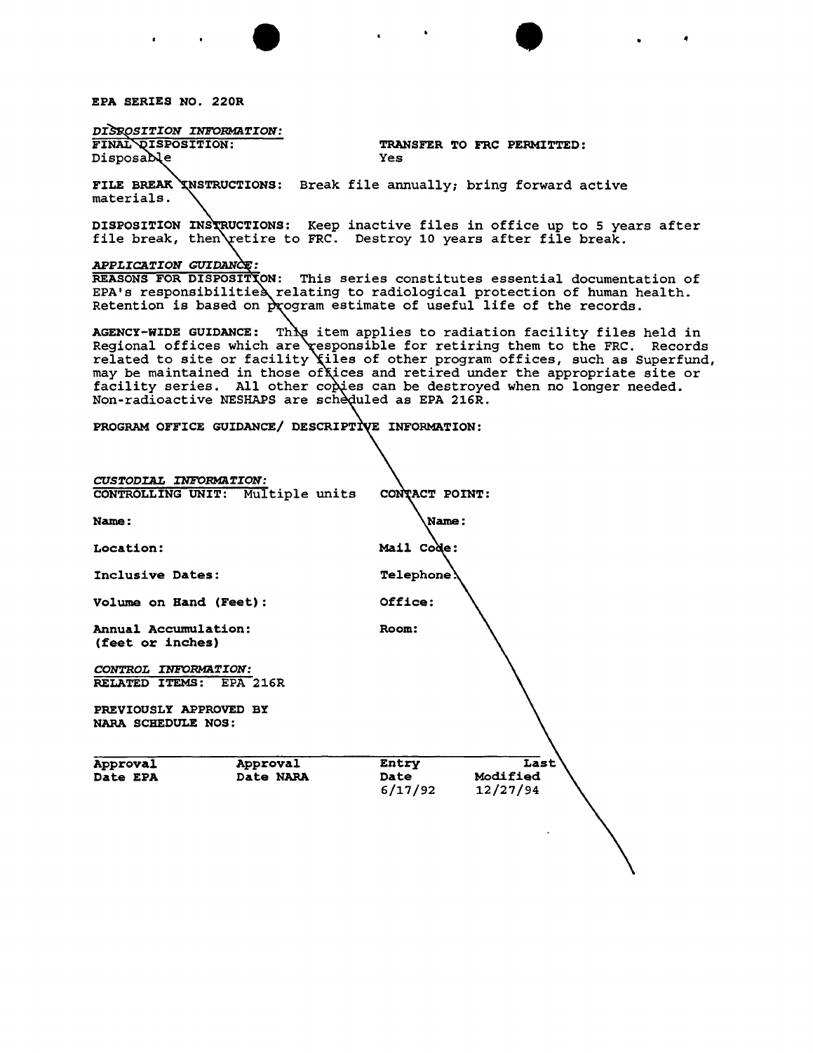**EPA SERIES NO. 220R**

*DISPOSITION INFORMATION:*

**FINAL DISPOSITION:** Disposable

**TRANSFER TO FRC PERMITTED:** Yes

**FILE BREAK INSTRUCTIONS:** Break file annually; bring forward active materials.

**DISPOSITION INSTRUCTIONS:** Keep inactive files in office up to 5 years after file break, then retire to FRC. Destroy 10 years after file break.

*APPLICATION GUIDANCE:*

**REASONS FOR DISPOSITION:** This series constitutes essential documentation of EPA's responsibilities relating to radiological protection of human health. Retention is based on program estimate of useful life of the records.

**AGENCY-WIDE GUIDANCE:** This item applies to radiation facility files held in Regional offices which are responsible for retiring them to the FRC. Records related to site or facility files of other program offices, such as Superfund, may be maintained in those offices and retired under the appropriate site or facility series. All other copies can be destroyed when no longer needed. Non-radioactive NESHAPS are scheduled as EPA 216R.

**PROGRAM OFFICE GUIDANCE/ DESCRIPTIVE INFORMATION:**

*CUSTODIAL INFORMATION:*

**CONTROLLING UNIT:** Multiple units

**Name:**

**Location:**

**Inclusive Dates:**

**Volume on Hand (Feet):**

**Annual Accumulation: (feet or inches)**

**CONTACT POINT:**

**Name:**

**Mail Code:**

**Telephone:**

**Office:**

**Room:**

*CONTROL INFORMATION:*

**RELATED ITEMS:** EPA 216R

**PREVIOUSLY APPROVED BY NARA SCHEDULE NOS:**

| Approval Date EPA | Approval Date NARA | Entry Date | Last Modified |
|---|---|---|---|
| | | 6/17/92 | 12/27/94 |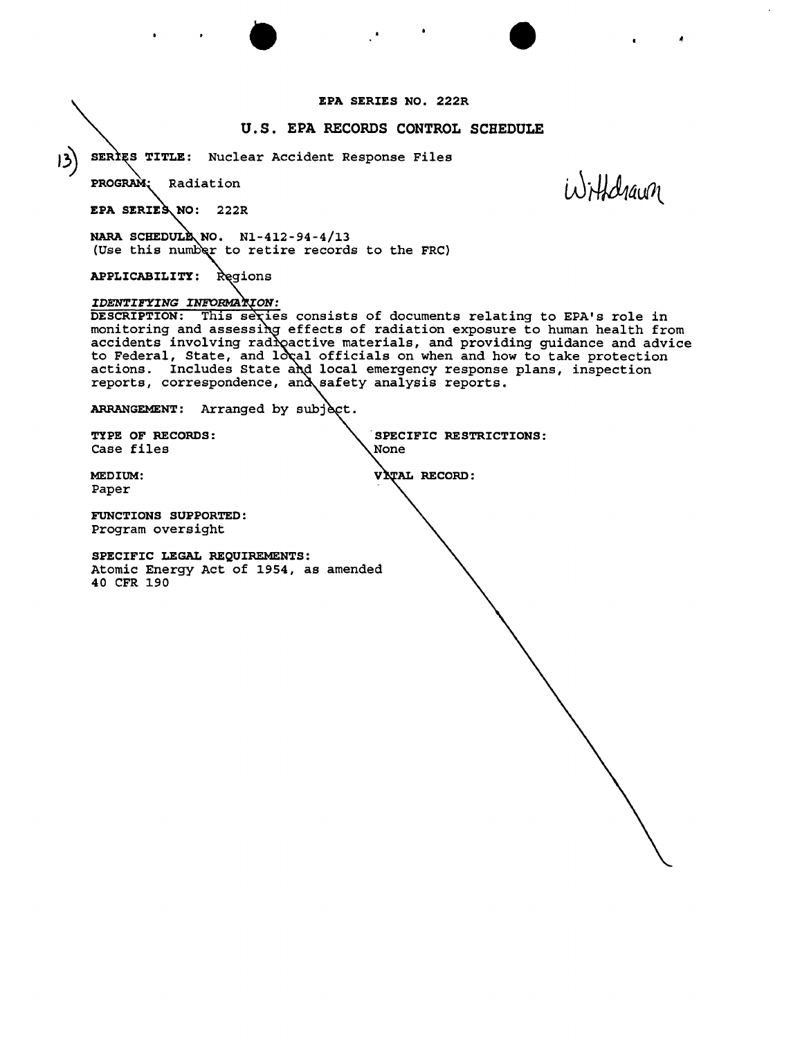EPA SERIES NO. 222R

## U.S. EPA RECORDS CONTROL SCHEDULE

13) **SERIES TITLE:** Nuclear Accident Response Files

Withdrawn

**PROGRAM:** Radiation

**EPA SERIES NO:** 222R

**NARA SCHEDULE NO.** N1-412-94-4/13
(Use this number to retire records to the FRC)

**APPLICABILITY:** Regions

***IDENTIFYING INFORMATION:***

**DESCRIPTION:** This series consists of documents relating to EPA's role in monitoring and assessing effects of radiation exposure to human health from accidents involving radioactive materials, and providing guidance and advice to Federal, State, and local officials on when and how to take protection actions. Includes State and local emergency response plans, inspection reports, correspondence, and safety analysis reports.

**ARRANGEMENT:** Arranged by subject.

**TYPE OF RECORDS:**
Case files

**SPECIFIC RESTRICTIONS:**
None

**MEDIUM:**
Paper

**VITAL RECORD:**

**FUNCTIONS SUPPORTED:**
Program oversight

**SPECIFIC LEGAL REQUIREMENTS:**
Atomic Energy Act of 1954, as amended
40 CFR 190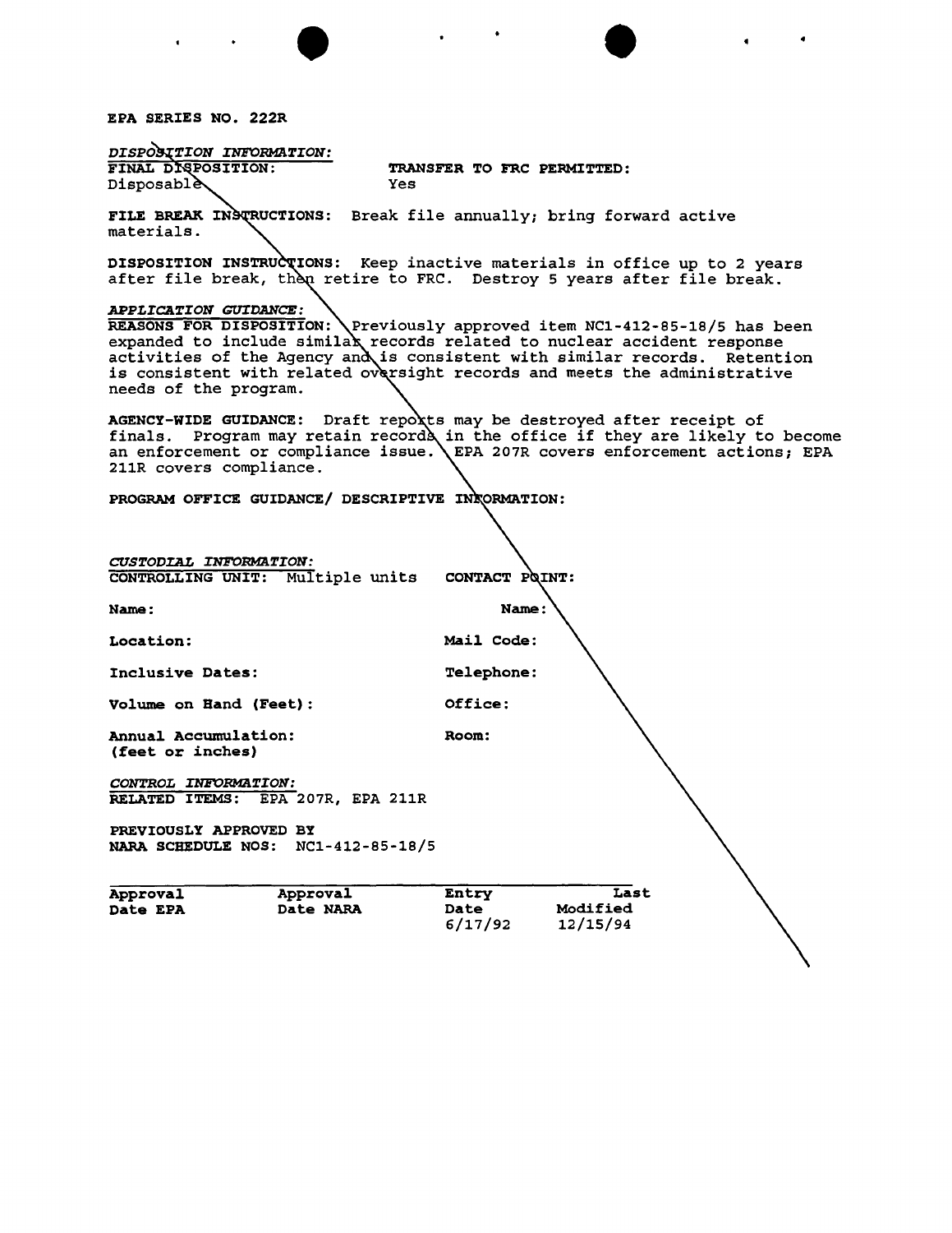**EPA SERIES NO. 222R**

*DISPOSITION INFORMATION:*

**FINAL DISPOSITION:** Disposable

**TRANSFER TO FRC PERMITTED:** Yes

**FILE BREAK INSTRUCTIONS:** Break file annually; bring forward active materials.

**DISPOSITION INSTRUCTIONS:** Keep inactive materials in office up to 2 years after file break, then retire to FRC. Destroy 5 years after file break.

*APPLICATION GUIDANCE:*

**REASONS FOR DISPOSITION:** Previously approved item NC1-412-85-18/5 has been expanded to include similar records related to nuclear accident response activities of the Agency and is consistent with similar records. Retention is consistent with related oversight records and meets the administrative needs of the program.

**AGENCY-WIDE GUIDANCE:** Draft reports may be destroyed after receipt of finals. Program may retain records in the office if they are likely to become an enforcement or compliance issue. EPA 207R covers enforcement actions; EPA 211R covers compliance.

**PROGRAM OFFICE GUIDANCE/ DESCRIPTIVE INFORMATION:**

*CUSTODIAL INFORMATION:*

**CONTROLLING UNIT:** Multiple units

**Name:**

**Location:**

**Inclusive Dates:**

**Volume on Hand (Feet):**

**Annual Accumulation: (feet or inches)**

**CONTACT POINT:**

**Name:**

**Mail Code:**

**Telephone:**

**Office:**

**Room:**

*CONTROL INFORMATION:*

**RELATED ITEMS:** EPA 207R, EPA 211R

**PREVIOUSLY APPROVED BY NARA SCHEDULE NOS:** NC1-412-85-18/5

| Approval Date EPA | Approval Date NARA | Entry Date | Last Modified |
|---|---|---|---|
| | | 6/17/92 | 12/15/94 |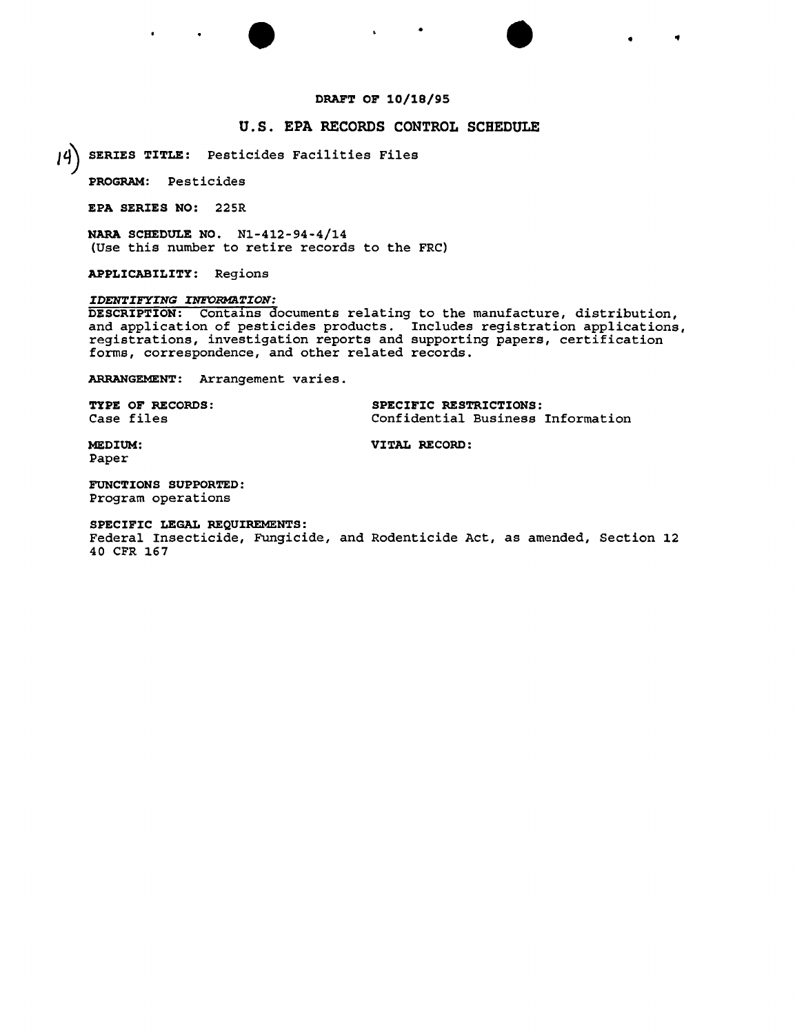**DRAFT OF 10/18/95**

## U.S. EPA RECORDS CONTROL SCHEDULE

14) **SERIES TITLE:** Pesticides Facilities Files

**PROGRAM:** Pesticides

**EPA SERIES NO:** 225R

**NARA SCHEDULE NO.** N1-412-94-4/14
(Use this number to retire records to the FRC)

**APPLICABILITY:** Regions

***IDENTIFYING INFORMATION:***

**DESCRIPTION:** Contains documents relating to the manufacture, distribution, and application of pesticides products. Includes registration applications, registrations, investigation reports and supporting papers, certification forms, correspondence, and other related records.

**ARRANGEMENT:** Arrangement varies.

**TYPE OF RECORDS:**
Case files

**SPECIFIC RESTRICTIONS:**
Confidential Business Information

**MEDIUM:**
Paper

**VITAL RECORD:**

**FUNCTIONS SUPPORTED:**
Program operations

**SPECIFIC LEGAL REQUIREMENTS:**
Federal Insecticide, Fungicide, and Rodenticide Act, as amended, Section 12
40 CFR 167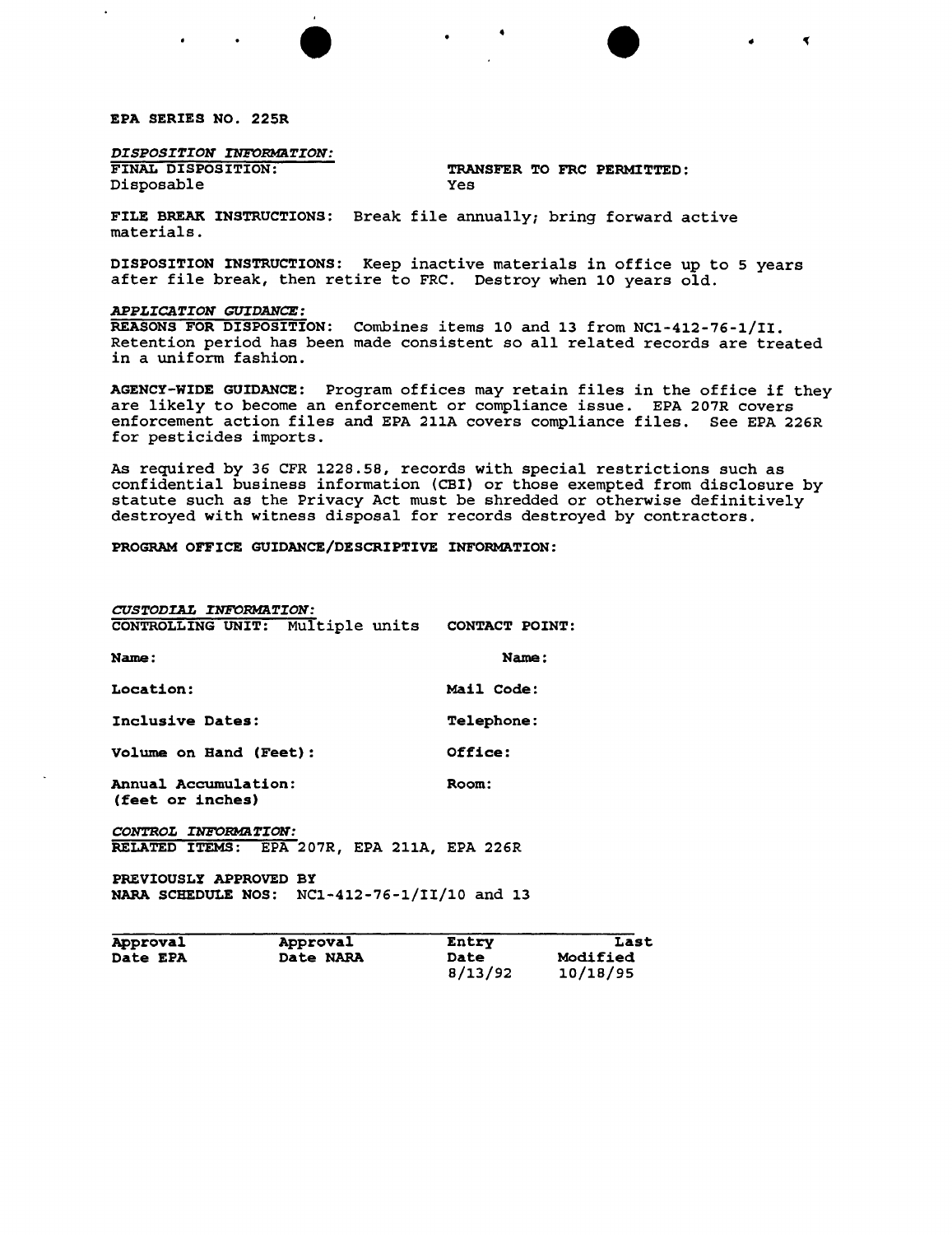**EPA SERIES NO. 225R**

*DISPOSITION INFORMATION:*

**FINAL DISPOSITION:**
Disposable

**TRANSFER TO FRC PERMITTED:**
Yes

**FILE BREAK INSTRUCTIONS:** Break file annually; bring forward active materials.

**DISPOSITION INSTRUCTIONS:** Keep inactive materials in office up to 5 years after file break, then retire to FRC. Destroy when 10 years old.

*APPLICATION GUIDANCE:*

**REASONS FOR DISPOSITION:** Combines items 10 and 13 from NC1-412-76-1/II. Retention period has been made consistent so all related records are treated in a uniform fashion.

**AGENCY-WIDE GUIDANCE:** Program offices may retain files in the office if they are likely to become an enforcement or compliance issue. EPA 207R covers enforcement action files and EPA 211A covers compliance files. See EPA 226R for pesticides imports.

As required by 36 CFR 1228.58, records with special restrictions such as confidential business information (CBI) or those exempted from disclosure by statute such as the Privacy Act must be shredded or otherwise definitively destroyed with witness disposal for records destroyed by contractors.

**PROGRAM OFFICE GUIDANCE/DESCRIPTIVE INFORMATION:**

*CUSTODIAL INFORMATION:*

**CONTROLLING UNIT:** Multiple units

**Name:**

**Location:**

**Inclusive Dates:**

**Volume on Hand (Feet):**

**Annual Accumulation: (feet or inches)**

**CONTACT POINT:**

**Name:**

**Mail Code:**

**Telephone:**

**Office:**

**Room:**

*CONTROL INFORMATION:*

**RELATED ITEMS:** EPA 207R, EPA 211A, EPA 226R

**PREVIOUSLY APPROVED BY NARA SCHEDULE NOS:** NC1-412-76-1/II/10 and 13

| Approval Date EPA | Approval Date NARA | Entry Date | Last Modified |
|---|---|---|---|
| | | 8/13/92 | 10/18/95 |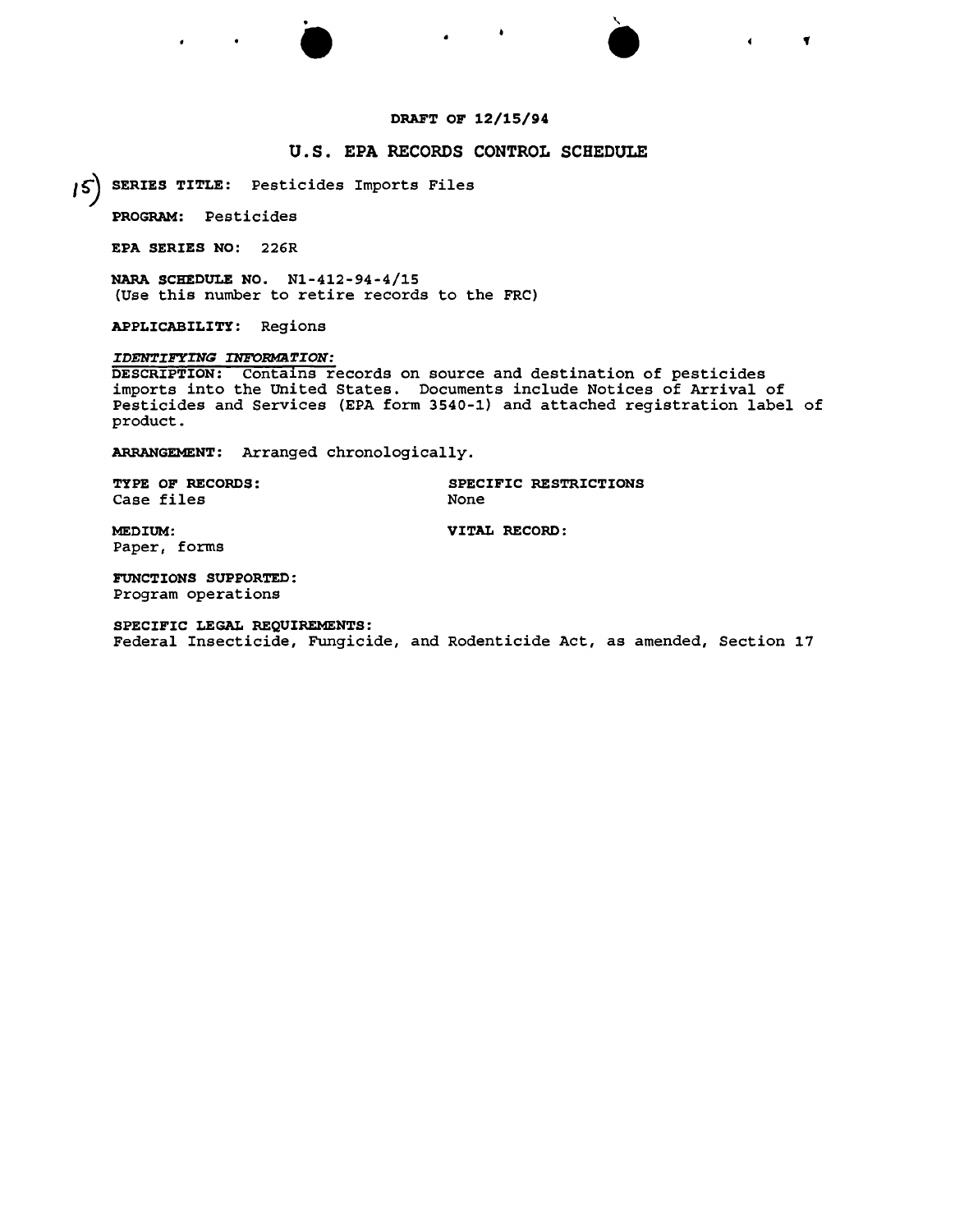**DRAFT OF 12/15/94**

## U.S. EPA RECORDS CONTROL SCHEDULE

15) **SERIES TITLE:** Pesticides Imports Files

**PROGRAM:** Pesticides

**EPA SERIES NO:** 226R

**NARA SCHEDULE NO.** N1-412-94-4/15
(Use this number to retire records to the FRC)

**APPLICABILITY:** Regions

***IDENTIFYING INFORMATION:***
DESCRIPTION: Contains records on source and destination of pesticides imports into the United States. Documents include Notices of Arrival of Pesticides and Services (EPA form 3540-1) and attached registration label of product.

**ARRANGEMENT:** Arranged chronologically.

**TYPE OF RECORDS:**
Case files

**SPECIFIC RESTRICTIONS**
None

**MEDIUM:**
Paper, forms

**VITAL RECORD:**

**FUNCTIONS SUPPORTED:**
Program operations

**SPECIFIC LEGAL REQUIREMENTS:**
Federal Insecticide, Fungicide, and Rodenticide Act, as amended, Section 17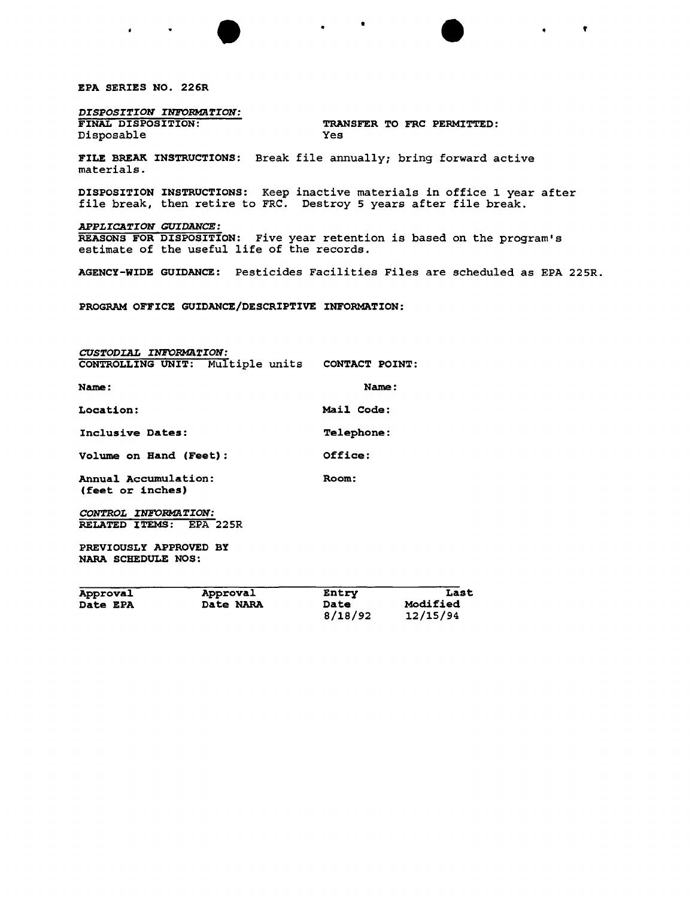**EPA SERIES NO. 226R**

*DISPOSITION INFORMATION:*

**FINAL DISPOSITION:** Disposable

**TRANSFER TO FRC PERMITTED:** Yes

**FILE BREAK INSTRUCTIONS:** Break file annually; bring forward active materials.

**DISPOSITION INSTRUCTIONS:** Keep inactive materials in office 1 year after file break, then retire to FRC. Destroy 5 years after file break.

*APPLICATION GUIDANCE:*

**REASONS FOR DISPOSITION:** Five year retention is based on the program's estimate of the useful life of the records.

**AGENCY-WIDE GUIDANCE:** Pesticides Facilities Files are scheduled as EPA 225R.

**PROGRAM OFFICE GUIDANCE/DESCRIPTIVE INFORMATION:**

*CUSTODIAL INFORMATION:*

**CONTROLLING UNIT:** Multiple units

**Name:**

**Location:**

**Inclusive Dates:**

**Volume on Hand (Feet):**

**Annual Accumulation: (feet or inches)**

**CONTACT POINT:**

**Name:**

**Mail Code:**

**Telephone:**

**Office:**

**Room:**

*CONTROL INFORMATION:*

**RELATED ITEMS:** EPA 225R

**PREVIOUSLY APPROVED BY NARA SCHEDULE NOS:**

| Approval Date EPA | Approval Date NARA | Entry Date | Last Modified |
|---|---|---|---|
| | | 8/18/92 | 12/15/94 |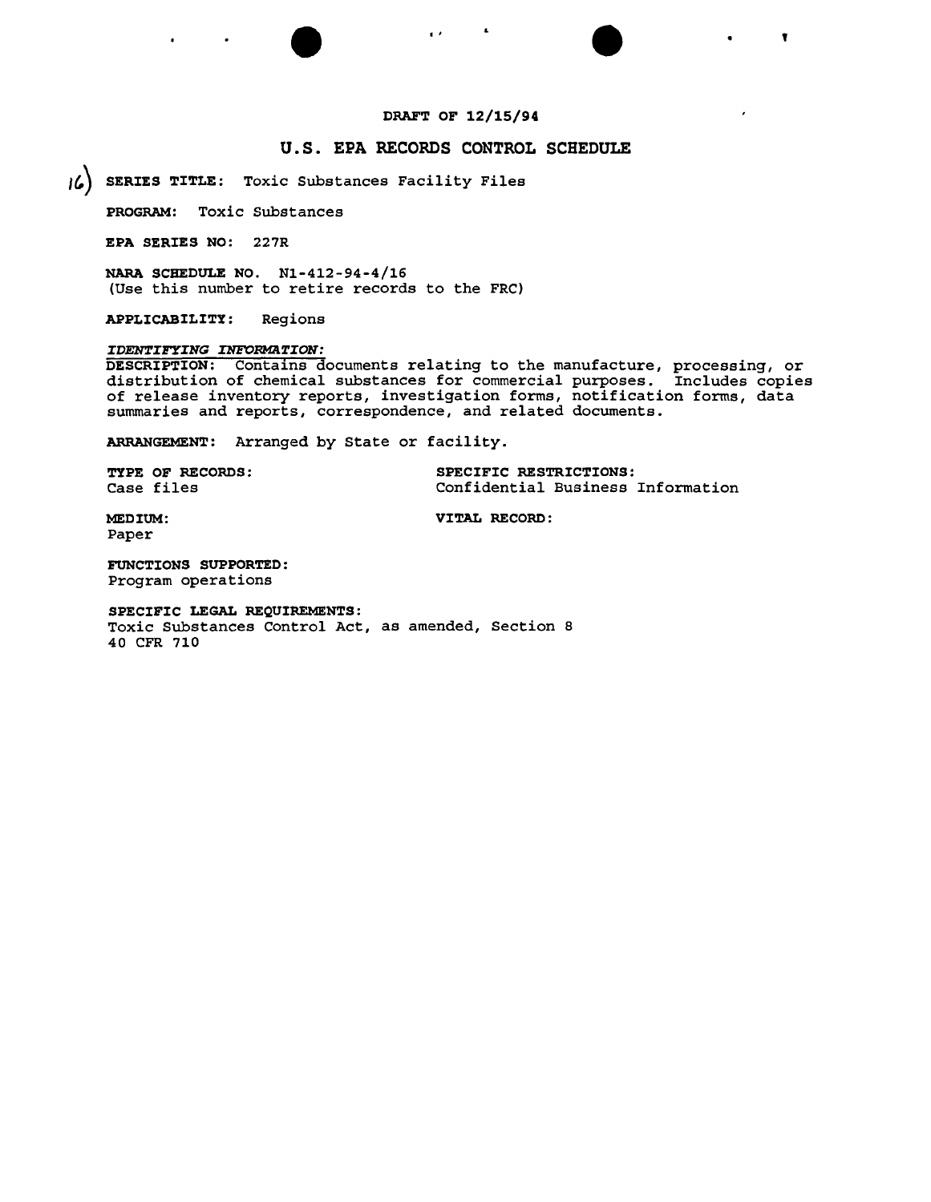DRAFT OF 12/15/94

## U.S. EPA RECORDS CONTROL SCHEDULE

16) **SERIES TITLE:** Toxic Substances Facility Files

**PROGRAM:** Toxic Substances

**EPA SERIES NO:** 227R

**NARA SCHEDULE NO.** N1-412-94-4/16
(Use this number to retire records to the FRC)

**APPLICABILITY:** Regions

***IDENTIFYING INFORMATION:***

DESCRIPTION: Contains documents relating to the manufacture, processing, or distribution of chemical substances for commercial purposes. Includes copies of release inventory reports, investigation forms, notification forms, data summaries and reports, correspondence, and related documents.

**ARRANGEMENT:** Arranged by State or facility.

**TYPE OF RECORDS:**
Case files

**SPECIFIC RESTRICTIONS:**
Confidential Business Information

**MEDIUM:**
Paper

**VITAL RECORD:**

**FUNCTIONS SUPPORTED:**
Program operations

**SPECIFIC LEGAL REQUIREMENTS:**
Toxic Substances Control Act, as amended, Section 8
40 CFR 710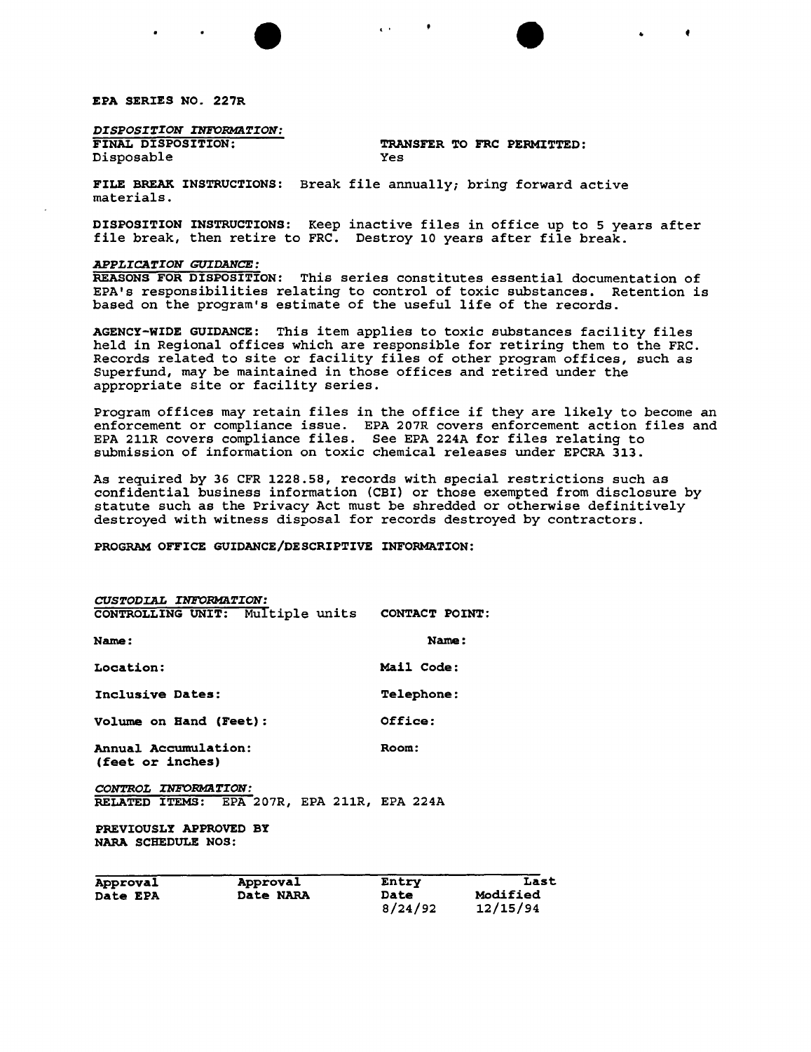**EPA SERIES NO. 227R**

*DISPOSITION INFORMATION:*

| **FINAL DISPOSITION:** | **TRANSFER TO FRC PERMITTED:** |
|---|---|
| Disposable | Yes |

**FILE BREAK INSTRUCTIONS:** Break file annually; bring forward active materials.

**DISPOSITION INSTRUCTIONS:** Keep inactive files in office up to 5 years after file break, then retire to FRC. Destroy 10 years after file break.

*APPLICATION GUIDANCE:*

**REASONS FOR DISPOSITION:** This series constitutes essential documentation of EPA's responsibilities relating to control of toxic substances. Retention is based on the program's estimate of the useful life of the records.

**AGENCY-WIDE GUIDANCE:** This item applies to toxic substances facility files held in Regional offices which are responsible for retiring them to the FRC. Records related to site or facility files of other program offices, such as Superfund, may be maintained in those offices and retired under the appropriate site or facility series.

Program offices may retain files in the office if they are likely to become an enforcement or compliance issue. EPA 207R covers enforcement action files and EPA 211R covers compliance files. See EPA 224A for files relating to submission of information on toxic chemical releases under EPCRA 313.

As required by 36 CFR 1228.58, records with special restrictions such as confidential business information (CBI) or those exempted from disclosure by statute such as the Privacy Act must be shredded or otherwise definitively destroyed with witness disposal for records destroyed by contractors.

**PROGRAM OFFICE GUIDANCE/DESCRIPTIVE INFORMATION:**

*CUSTODIAL INFORMATION:*

| **CONTROLLING UNIT:** Multiple units | **CONTACT POINT:** |
|---|---|
| **Name:** | **Name:** |
| **Location:** | **Mail Code:** |
| **Inclusive Dates:** | **Telephone:** |
| **Volume on Hand (Feet):** | **Office:** |
| **Annual Accumulation: (feet or inches)** | **Room:** |

*CONTROL INFORMATION:*

**RELATED ITEMS:** EPA 207R, EPA 211R, EPA 224A

**PREVIOUSLY APPROVED BY NARA SCHEDULE NOS:**

| Approval Date EPA | Approval Date NARA | Entry Date | Last Modified |
|---|---|---|---|
| | | 8/24/92 | 12/15/94 |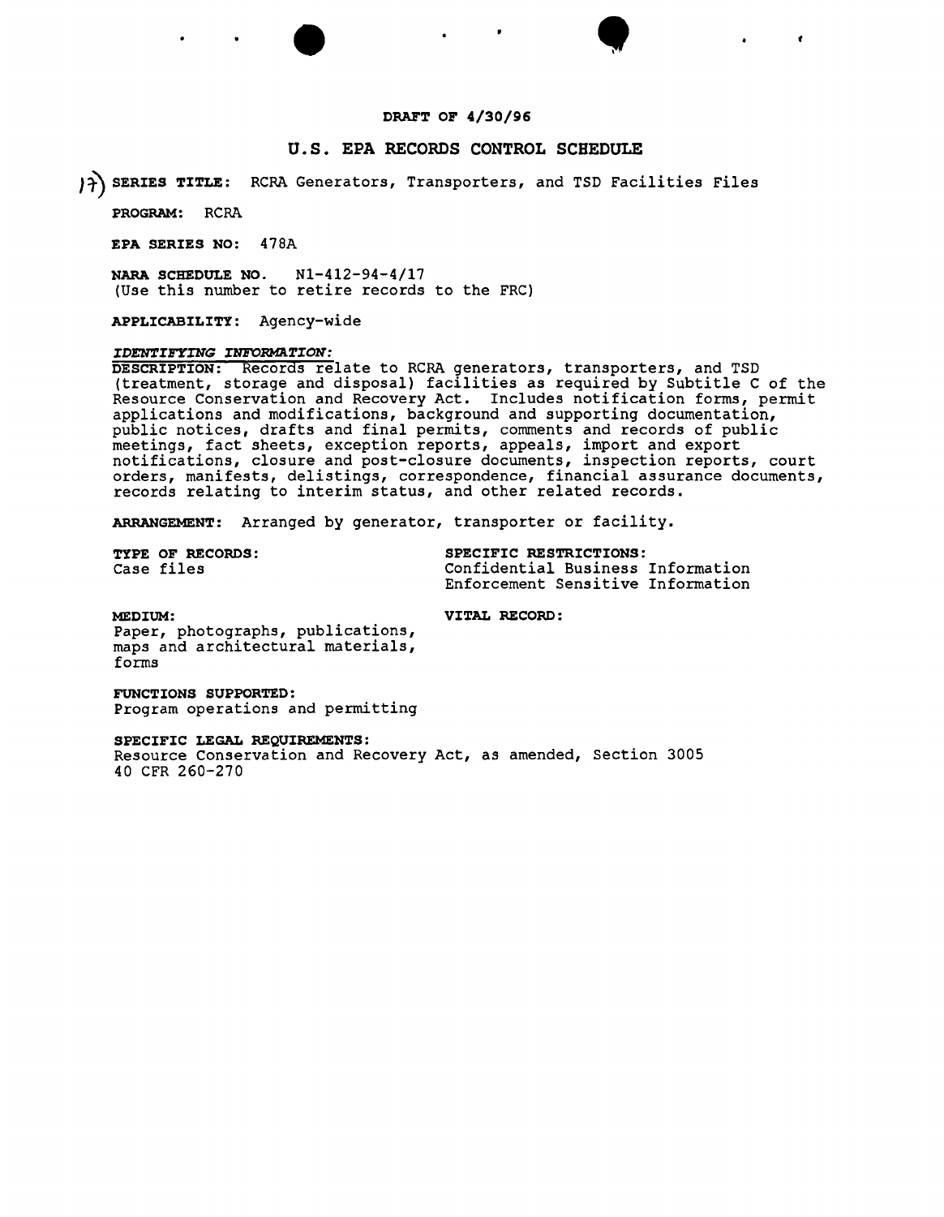**DRAFT OF 4/30/96**

## U.S. EPA RECORDS CONTROL SCHEDULE

17) **SERIES TITLE:** RCRA Generators, Transporters, and TSD Facilities Files

**PROGRAM:** RCRA

**EPA SERIES NO:** 478A

**NARA SCHEDULE NO.** N1-412-94-4/17
(Use this number to retire records to the FRC)

**APPLICABILITY:** Agency-wide

***IDENTIFYING INFORMATION:***

**DESCRIPTION:** Records relate to RCRA generators, transporters, and TSD (treatment, storage and disposal) facilities as required by Subtitle C of the Resource Conservation and Recovery Act. Includes notification forms, permit applications and modifications, background and supporting documentation, public notices, drafts and final permits, comments and records of public meetings, fact sheets, exception reports, appeals, import and export notifications, closure and post-closure documents, inspection reports, court orders, manifests, delistings, correspondence, financial assurance documents, records relating to interim status, and other related records.

**ARRANGEMENT:** Arranged by generator, transporter or facility.

**TYPE OF RECORDS:**
Case files

**SPECIFIC RESTRICTIONS:**
Confidential Business Information
Enforcement Sensitive Information

**MEDIUM:**
Paper, photographs, publications, maps and architectural materials, forms

**VITAL RECORD:**

**FUNCTIONS SUPPORTED:**
Program operations and permitting

**SPECIFIC LEGAL REQUIREMENTS:**
Resource Conservation and Recovery Act, as amended, Section 3005
40 CFR 260-270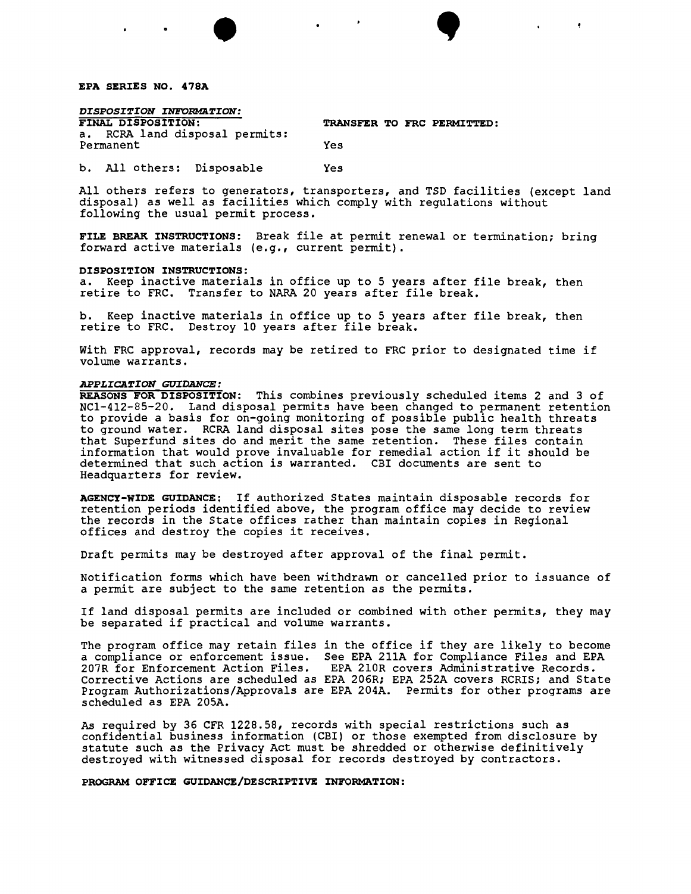**EPA SERIES NO. 478A**

***DISPOSITION INFORMATION:***

| **FINAL DISPOSITION:** | **TRANSFER TO FRC PERMITTED:** |
|---|---|
| a. RCRA land disposal permits: Permanent | Yes |
| b. All others: Disposable | Yes |

All others refers to generators, transporters, and TSD facilities (except land disposal) as well as facilities which comply with regulations without following the usual permit process.

**FILE BREAK INSTRUCTIONS**: Break file at permit renewal or termination; bring forward active materials (e.g., current permit).

**DISPOSITION INSTRUCTIONS:**

a. Keep inactive materials in office up to 5 years after file break, then retire to FRC. Transfer to NARA 20 years after file break.

b. Keep inactive materials in office up to 5 years after file break, then retire to FRC. Destroy 10 years after file break.

With FRC approval, records may be retired to FRC prior to designated time if volume warrants.

***APPLICATION GUIDANCE:***

**REASONS FOR DISPOSITION**: This combines previously scheduled items 2 and 3 of NC1-412-85-20. Land disposal permits have been changed to permanent retention to provide a basis for on-going monitoring of possible public health threats to ground water. RCRA land disposal sites pose the same long term threats that Superfund sites do and merit the same retention. These files contain information that would prove invaluable for remedial action if it should be determined that such action is warranted. CBI documents are sent to Headquarters for review.

**AGENCY-WIDE GUIDANCE**: If authorized States maintain disposable records for retention periods identified above, the program office may decide to review the records in the State offices rather than maintain copies in Regional offices and destroy the copies it receives.

Draft permits may be destroyed after approval of the final permit.

Notification forms which have been withdrawn or cancelled prior to issuance of a permit are subject to the same retention as the permits.

If land disposal permits are included or combined with other permits, they may be separated if practical and volume warrants.

The program office may retain files in the office if they are likely to become a compliance or enforcement issue. See EPA 211A for Compliance Files and EPA 207R for Enforcement Action Files. EPA 210R covers Administrative Records. Corrective Actions are scheduled as EPA 206R; EPA 252A covers RCRIS; and State Program Authorizations/Approvals are EPA 204A. Permits for other programs are scheduled as EPA 205A.

As required by 36 CFR 1228.58, records with special restrictions such as confidential business information (CBI) or those exempted from disclosure by statute such as the Privacy Act must be shredded or otherwise definitively destroyed with witnessed disposal for records destroyed by contractors.

**PROGRAM OFFICE GUIDANCE/DESCRIPTIVE INFORMATION:**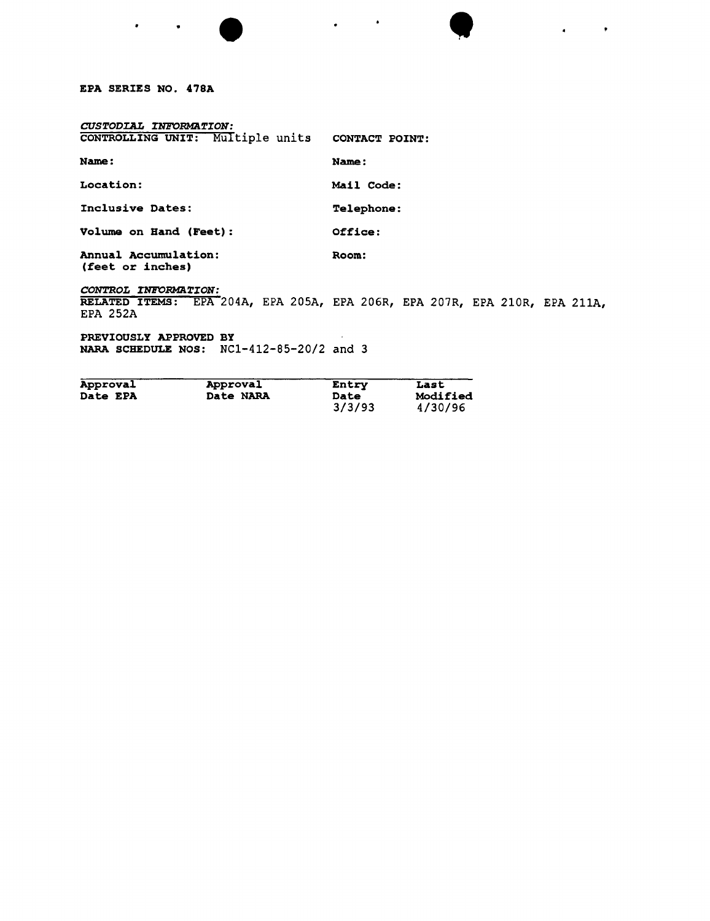**EPA SERIES NO. 478A**

*CUSTODIAL INFORMATION:*

| | |
|---|---|
| **CONTROLLING UNIT:** Multiple units | **CONTACT POINT:** |
| **Name:** | **Name:** |
| **Location:** | **Mail Code:** |
| **Inclusive Dates:** | **Telephone:** |
| **Volume on Hand (Feet):** | **Office:** |
| **Annual Accumulation: (feet or inches)** | **Room:** |

*CONTROL INFORMATION:*

**RELATED ITEMS:** EPA 204A, EPA 205A, EPA 206R, EPA 207R, EPA 210R, EPA 211A, EPA 252A

**PREVIOUSLY APPROVED BY NARA SCHEDULE NOS:** NC1-412-85-20/2 and 3

| Approval Date EPA | Approval Date NARA | Entry Date | Last Modified |
|---|---|---|---|
| | | 3/3/93 | 4/30/96 |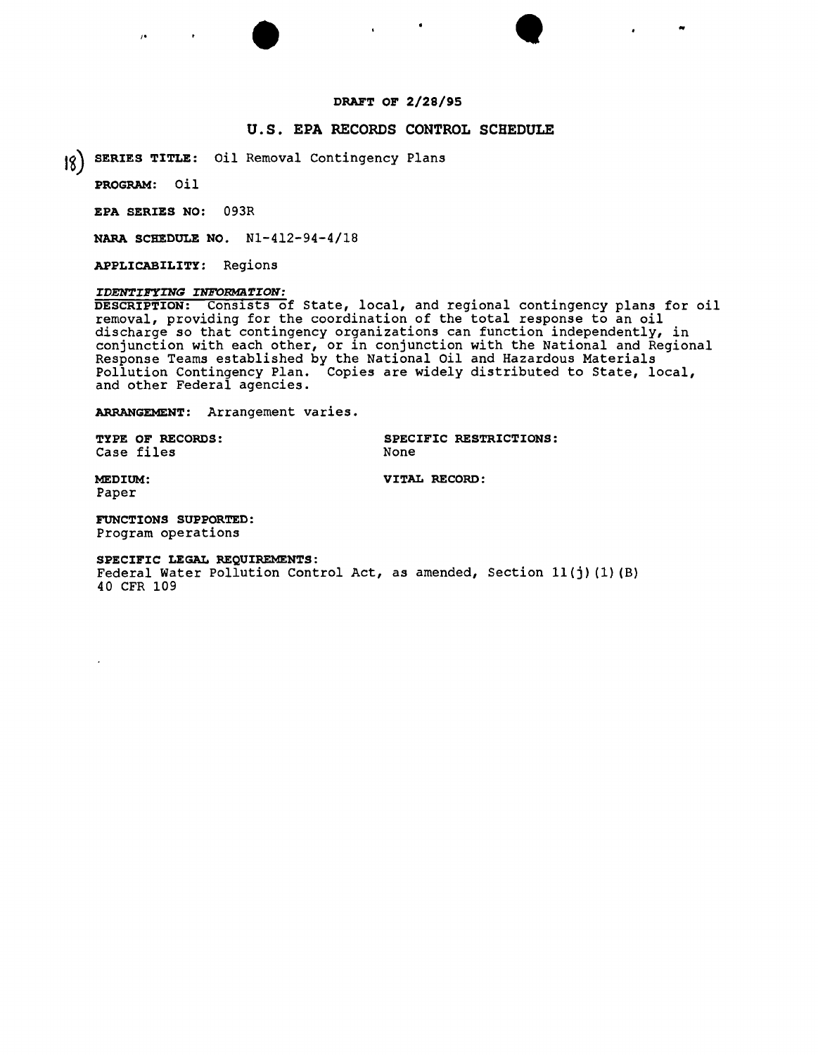**DRAFT OF 2/28/95**

## U.S. EPA RECORDS CONTROL SCHEDULE

18) **SERIES TITLE:** Oil Removal Contingency Plans

**PROGRAM:** Oil

**EPA SERIES NO:** 093R

**NARA SCHEDULE NO.** N1-412-94-4/18

**APPLICABILITY:** Regions

***IDENTIFYING INFORMATION:***

**DESCRIPTION:** Consists of State, local, and regional contingency plans for oil removal, providing for the coordination of the total response to an oil discharge so that contingency organizations can function independently, in conjunction with each other, or in conjunction with the National and Regional Response Teams established by the National Oil and Hazardous Materials Pollution Contingency Plan. Copies are widely distributed to State, local, and other Federal agencies.

**ARRANGEMENT:** Arrangement varies.

**TYPE OF RECORDS:**
Case files

**SPECIFIC RESTRICTIONS:**
None

**MEDIUM:**
Paper

**VITAL RECORD:**

**FUNCTIONS SUPPORTED:**
Program operations

**SPECIFIC LEGAL REQUIREMENTS:**
Federal Water Pollution Control Act, as amended, Section 11(j)(1)(B)
40 CFR 109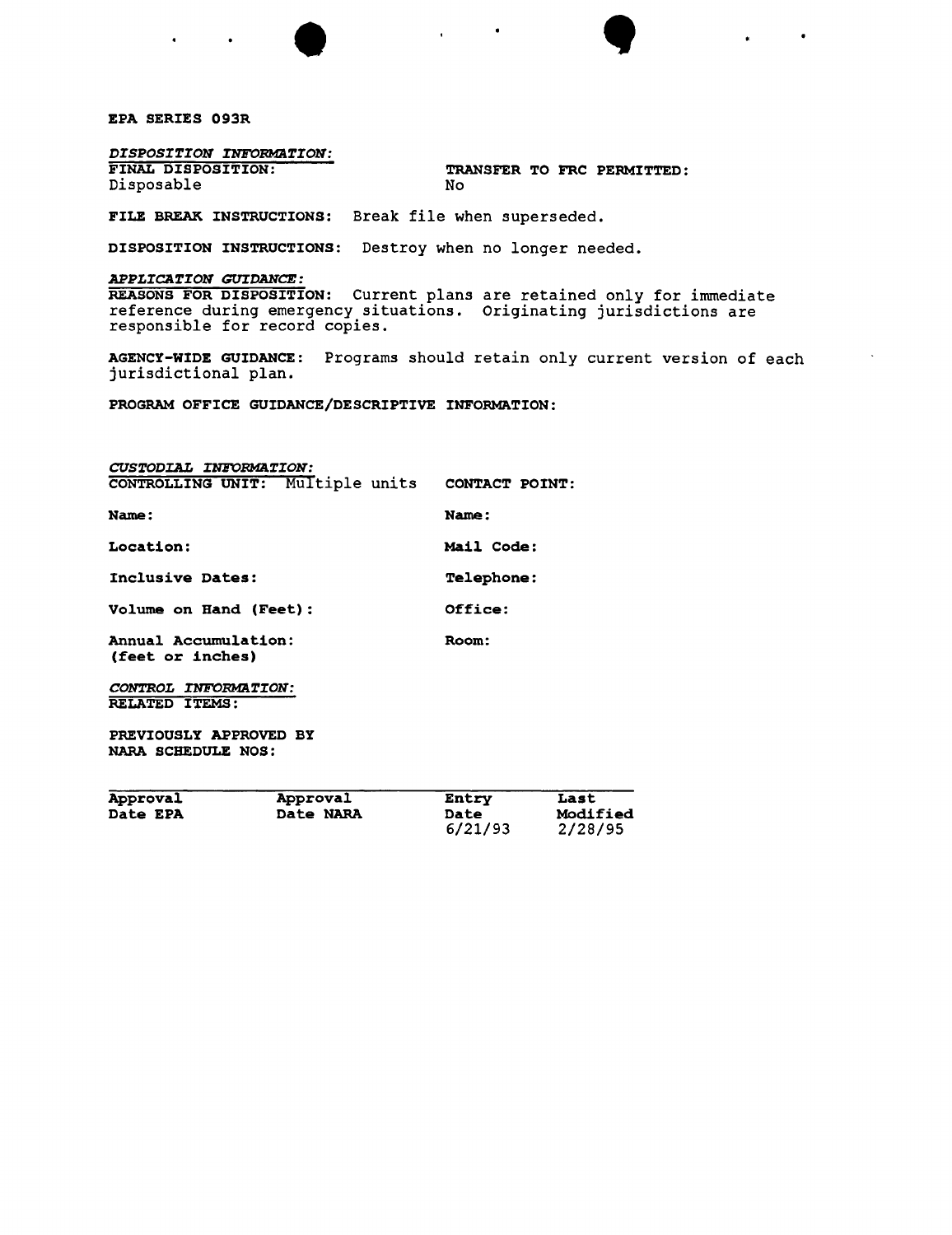**EPA SERIES 093R**

*DISPOSITION INFORMATION:*

**FINAL DISPOSITION:** Disposable

**TRANSFER TO FRC PERMITTED:** No

**FILE BREAK INSTRUCTIONS:** Break file when superseded.

**DISPOSITION INSTRUCTIONS:** Destroy when no longer needed.

*APPLICATION GUIDANCE:*

**REASONS FOR DISPOSITION:** Current plans are retained only for immediate reference during emergency situations. Originating jurisdictions are responsible for record copies.

**AGENCY-WIDE GUIDANCE:** Programs should retain only current version of each jurisdictional plan.

**PROGRAM OFFICE GUIDANCE/DESCRIPTIVE INFORMATION:**

*CUSTODIAL INFORMATION:*

**CONTROLLING UNIT:** Multiple units

**CONTACT POINT:**

**Name:**

**Name:**

**Location:**

**Mail Code:**

**Inclusive Dates:**

**Telephone:**

**Volume on Hand (Feet):**

**Office:**

**Annual Accumulation: (feet or inches)**

**Room:**

*CONTROL INFORMATION:*

**RELATED ITEMS:**

**PREVIOUSLY APPROVED BY NARA SCHEDULE NOS:**

| Approval Date EPA | Approval Date NARA | Entry Date | Last Modified |
|---|---|---|---|
| | | 6/21/93 | 2/28/95 |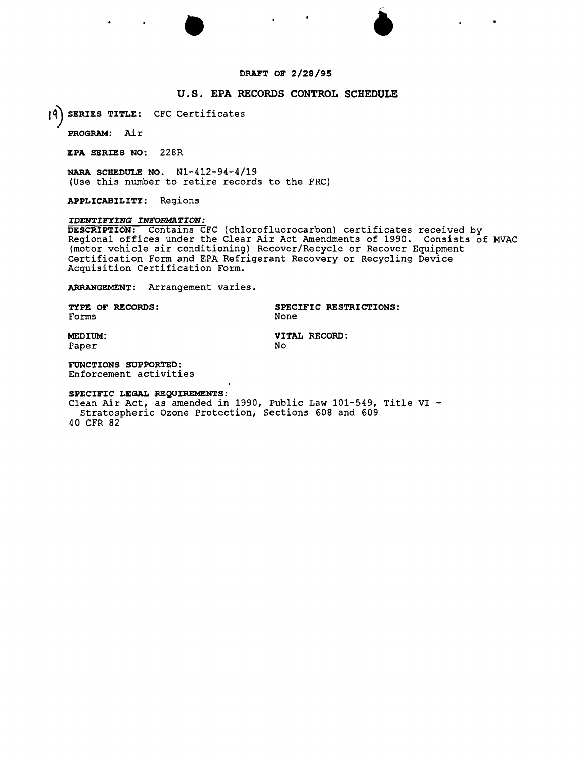**DRAFT OF 2/28/95**

## U.S. EPA RECORDS CONTROL SCHEDULE

19) **SERIES TITLE:** CFC Certificates

**PROGRAM:** Air

**EPA SERIES NO:** 228R

**NARA SCHEDULE NO.** N1-412-94-4/19
(Use this number to retire records to the FRC)

**APPLICABILITY:** Regions

***IDENTIFYING INFORMATION:***

**DESCRIPTION:** Contains CFC (chlorofluorocarbon) certificates received by Regional offices under the Clear Air Act Amendments of 1990. Consists of MVAC (motor vehicle air conditioning) Recover/Recycle or Recover Equipment Certification Form and EPA Refrigerant Recovery or Recycling Device Acquisition Certification Form.

**ARRANGEMENT:** Arrangement varies.

**TYPE OF RECORDS:**
Forms

**SPECIFIC RESTRICTIONS:**
None

**MEDIUM:**
Paper

**VITAL RECORD:**
No

**FUNCTIONS SUPPORTED:**
Enforcement activities

**SPECIFIC LEGAL REQUIREMENTS:**
Clean Air Act, as amended in 1990, Public Law 101-549, Title VI - Stratospheric Ozone Protection, Sections 608 and 609
40 CFR 82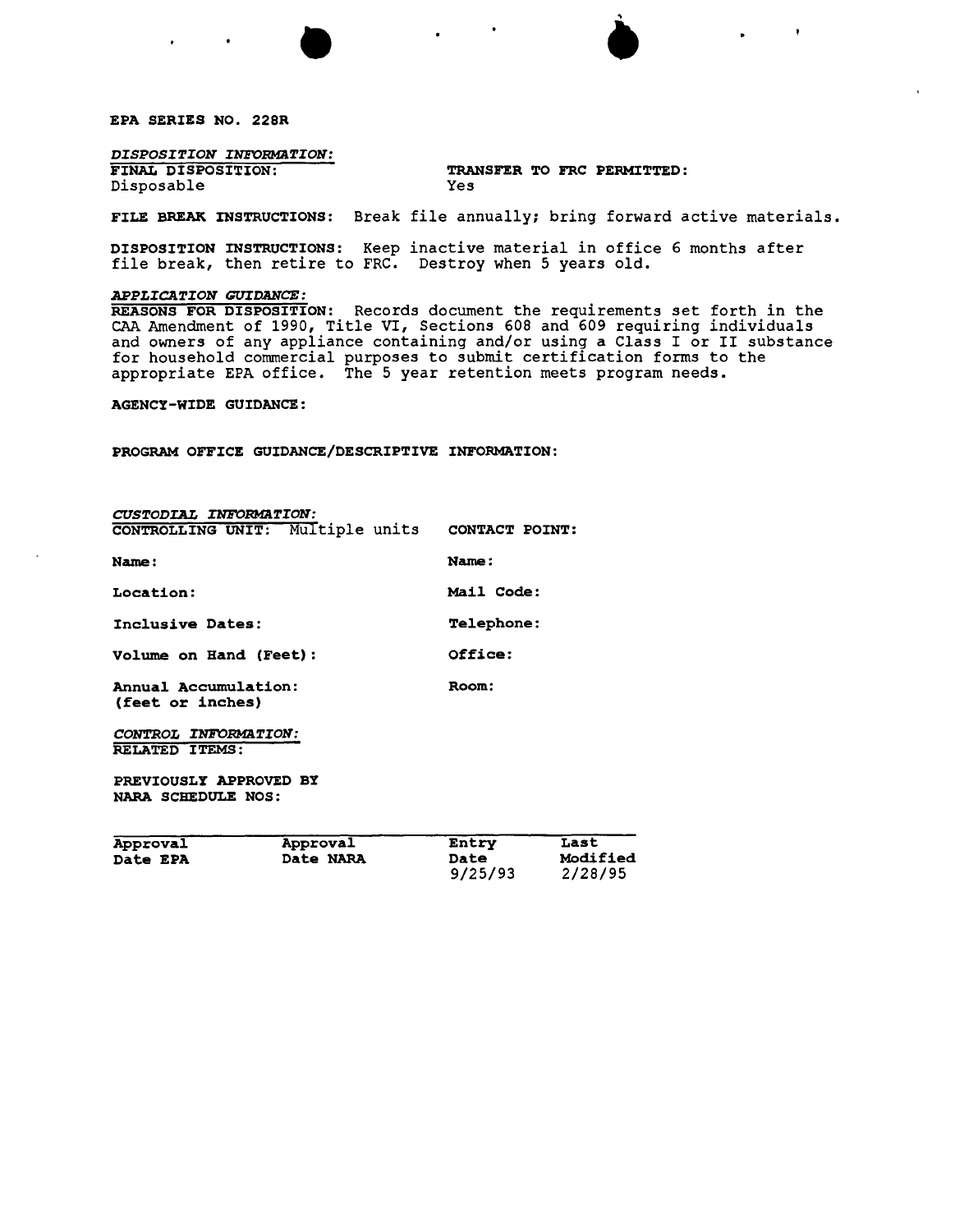**EPA SERIES NO. 228R**

*DISPOSITION INFORMATION:*

**FINAL DISPOSITION:**
Disposable

**TRANSFER TO FRC PERMITTED:**
Yes

**FILE BREAK INSTRUCTIONS:** Break file annually; bring forward active materials.

**DISPOSITION INSTRUCTIONS:** Keep inactive material in office 6 months after file break, then retire to FRC. Destroy when 5 years old.

*APPLICATION GUIDANCE:*

**REASONS FOR DISPOSITION:** Records document the requirements set forth in the CAA Amendment of 1990, Title VI, Sections 608 and 609 requiring individuals and owners of any appliance containing and/or using a Class I or II substance for household commercial purposes to submit certification forms to the appropriate EPA office. The 5 year retention meets program needs.

**AGENCY-WIDE GUIDANCE:**

**PROGRAM OFFICE GUIDANCE/DESCRIPTIVE INFORMATION:**

*CUSTODIAL INFORMATION:*

**CONTROLLING UNIT:** Multiple units

**Name:**

**Location:**

**Inclusive Dates:**

**Volume on Hand (Feet):**

**Annual Accumulation: (feet or inches)**

**CONTACT POINT:**

**Name:**

**Mail Code:**

**Telephone:**

**Office:**

**Room:**

*CONTROL INFORMATION:*

**RELATED ITEMS:**

**PREVIOUSLY APPROVED BY NARA SCHEDULE NOS:**

| Approval Date EPA | Approval Date NARA | Entry Date | Last Modified |
|---|---|---|---|
| | | 9/25/93 | 2/28/95 |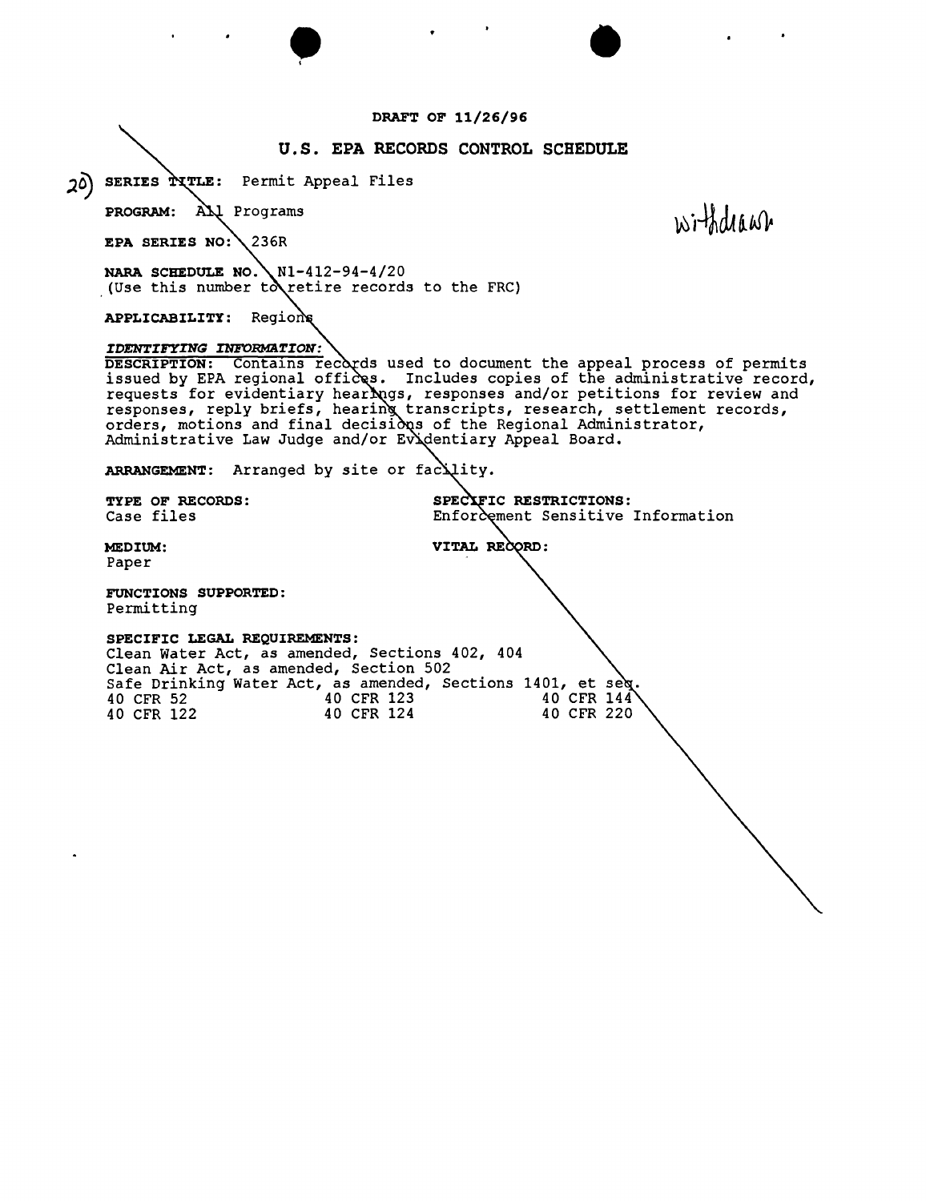DRAFT OF 11/26/96

# U.S. EPA RECORDS CONTROL SCHEDULE

20) **SERIES TITLE:** Permit Appeal Files

**PROGRAM:** All Programs

withdrawn

**EPA SERIES NO:** 236R

**NARA SCHEDULE NO.** N1-412-94-4/20
(Use this number to retire records to the FRC)

**APPLICABILITY:** Regions

***IDENTIFYING INFORMATION:***

**DESCRIPTION:** Contains records used to document the appeal process of permits issued by EPA regional offices. Includes copies of the administrative record, requests for evidentiary hearings, responses and/or petitions for review and responses, reply briefs, hearing transcripts, research, settlement records, orders, motions and final decisions of the Regional Administrator, Administrative Law Judge and/or Evidentiary Appeal Board.

**ARRANGEMENT:** Arranged by site or facility.

**TYPE OF RECORDS:**
Case files

**SPECIFIC RESTRICTIONS:**
Enforcement Sensitive Information

**MEDIUM:**
Paper

**VITAL RECORD:**

**FUNCTIONS SUPPORTED:**
Permitting

**SPECIFIC LEGAL REQUIREMENTS:**
Clean Water Act, as amended, Sections 402, 404
Clean Air Act, as amended, Section 502
Safe Drinking Water Act, as amended, Sections 1401, et seq.

| | | |
|---|---|---|
| 40 CFR 52 | 40 CFR 123 | 40 CFR 144 |
| 40 CFR 122 | 40 CFR 124 | 40 CFR 220 |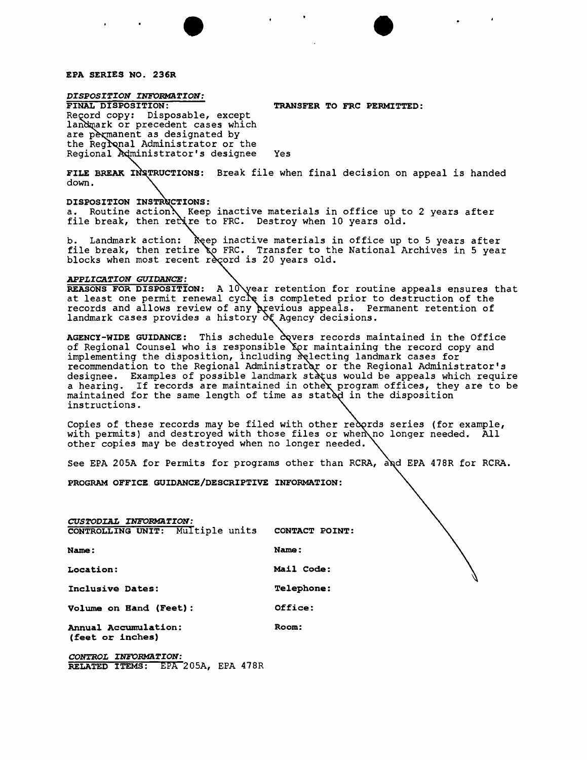**EPA SERIES NO. 236R**

*DISPOSITION INFORMATION:*

**FINAL DISPOSITION:**
Record copy: Disposable, except landmark or precedent cases which are permanent as designated by the Regional Administrator or the Regional Administrator's designee

**TRANSFER TO FRC PERMITTED:** Yes

**FILE BREAK INSTRUCTIONS:** Break file when final decision on appeal is handed down.

**DISPOSITION INSTRUCTIONS:**

a. Routine action: Keep inactive materials in office up to 2 years after file break, then retire to FRC. Destroy when 10 years old.

b. Landmark action: Keep inactive materials in office up to 5 years after file break, then retire to FRC. Transfer to the National Archives in 5 year blocks when most recent record is 20 years old.

*APPLICATION GUIDANCE:*

**REASONS FOR DISPOSITION:** A 10 year retention for routine appeals ensures that at least one permit renewal cycle is completed prior to destruction of the records and allows review of any previous appeals. Permanent retention of landmark cases provides a history of Agency decisions.

**AGENCY-WIDE GUIDANCE:** This schedule covers records maintained in the Office of Regional Counsel who is responsible for maintaining the record copy and implementing the disposition, including selecting landmark cases for recommendation to the Regional Administrator or the Regional Administrator's designee. Examples of possible landmark status would be appeals which require a hearing. If records are maintained in other program offices, they are to be maintained for the same length of time as stated in the disposition instructions.

Copies of these records may be filed with other records series (for example, with permits) and destroyed with those files or when no longer needed. All other copies may be destroyed when no longer needed.

See EPA 205A for Permits for programs other than RCRA, and EPA 478R for RCRA.

**PROGRAM OFFICE GUIDANCE/DESCRIPTIVE INFORMATION:**

*CUSTODIAL INFORMATION:*

**CONTROLLING UNIT:** Multiple units

**Name:**

**Location:**

**Inclusive Dates:**

**Volume on Hand (Feet):**

**Annual Accumulation: (feet or inches)**

**CONTACT POINT:**

**Name:**

**Mail Code:**

**Telephone:**

**Office:**

**Room:**

*CONTROL INFORMATION:*

**RELATED ITEMS:** EPA 205A, EPA 478R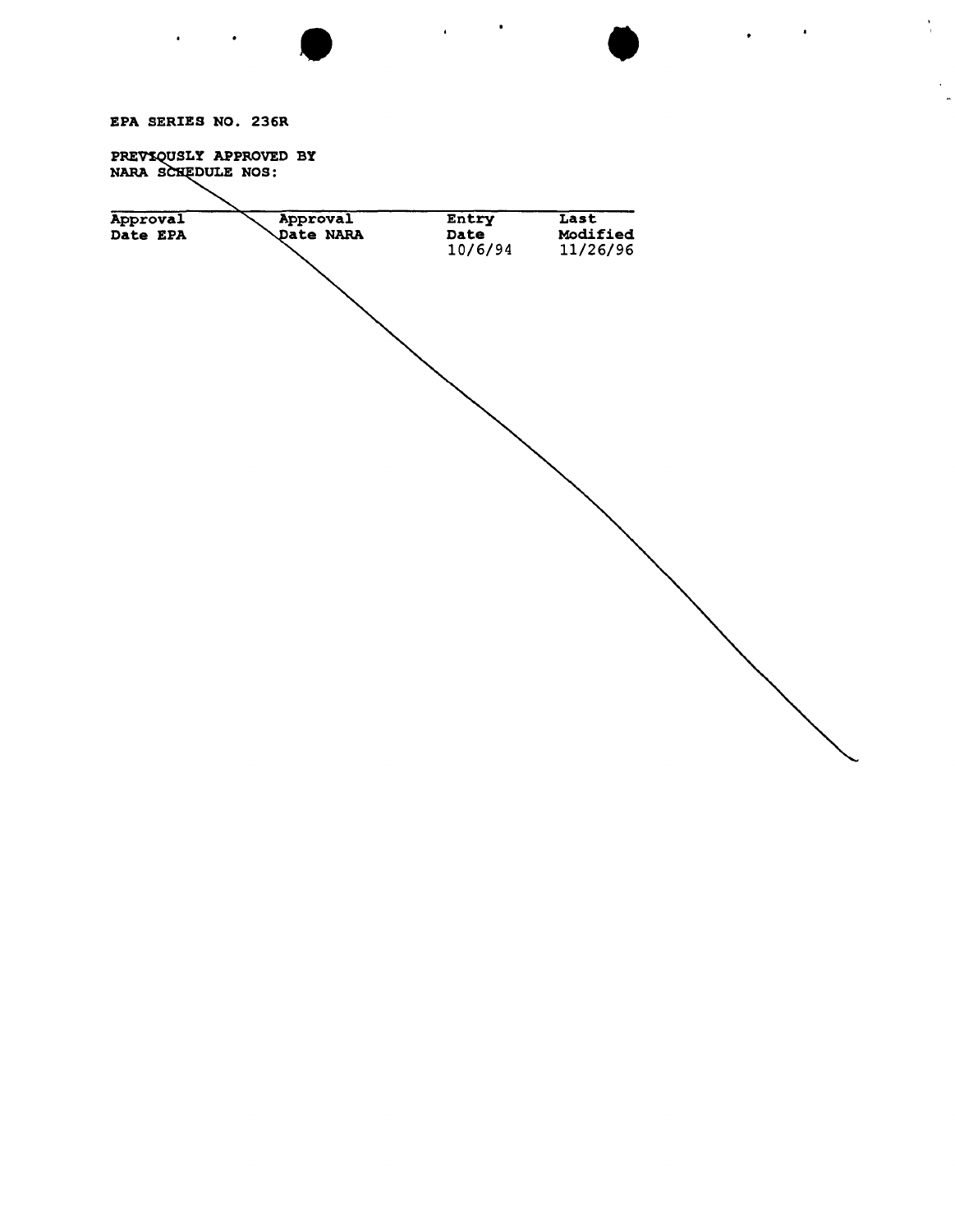**EPA SERIES NO. 236R**

**PREVIOUSLY APPROVED BY NARA SCHEDULE NOS:**

| Approval Date EPA | Approval Date NARA | Entry Date | Last Modified |
| --- | --- | --- | --- |
| | | 10/6/94 | 11/26/96 |